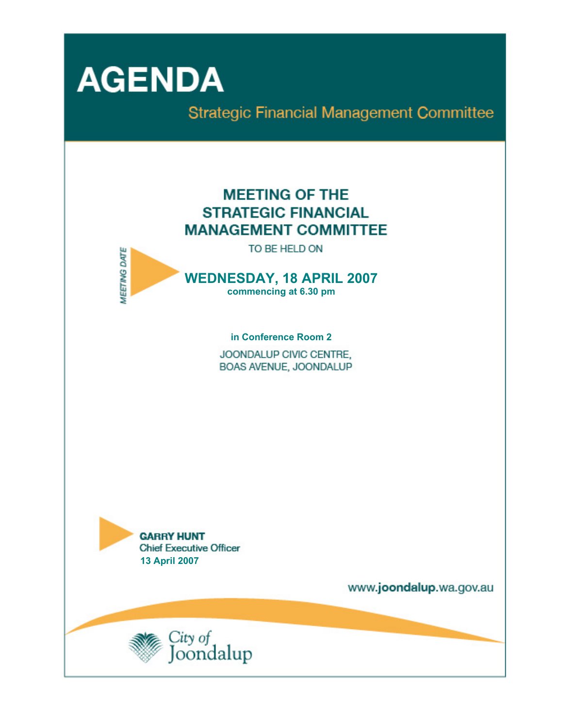# AGENDA

## Strategic Financial Management Committee

## MEETING OF THE STRATEGIC FINANCIAL MANAGEMENT COMMITTEE

TO BE HELD ON

MEETING DATE

**WEDNESDAY, 18 APRIL 2007**
**commencing at 6.30 pm**

**in Conference Room 2**

JOONDALUP CIVIC CENTRE,
BOAS AVENUE, JOONDALUP

**GARRY HUNT**
Chief Executive Officer
**13 April 2007**

www.joondalup.wa.gov.au

City of Joondalup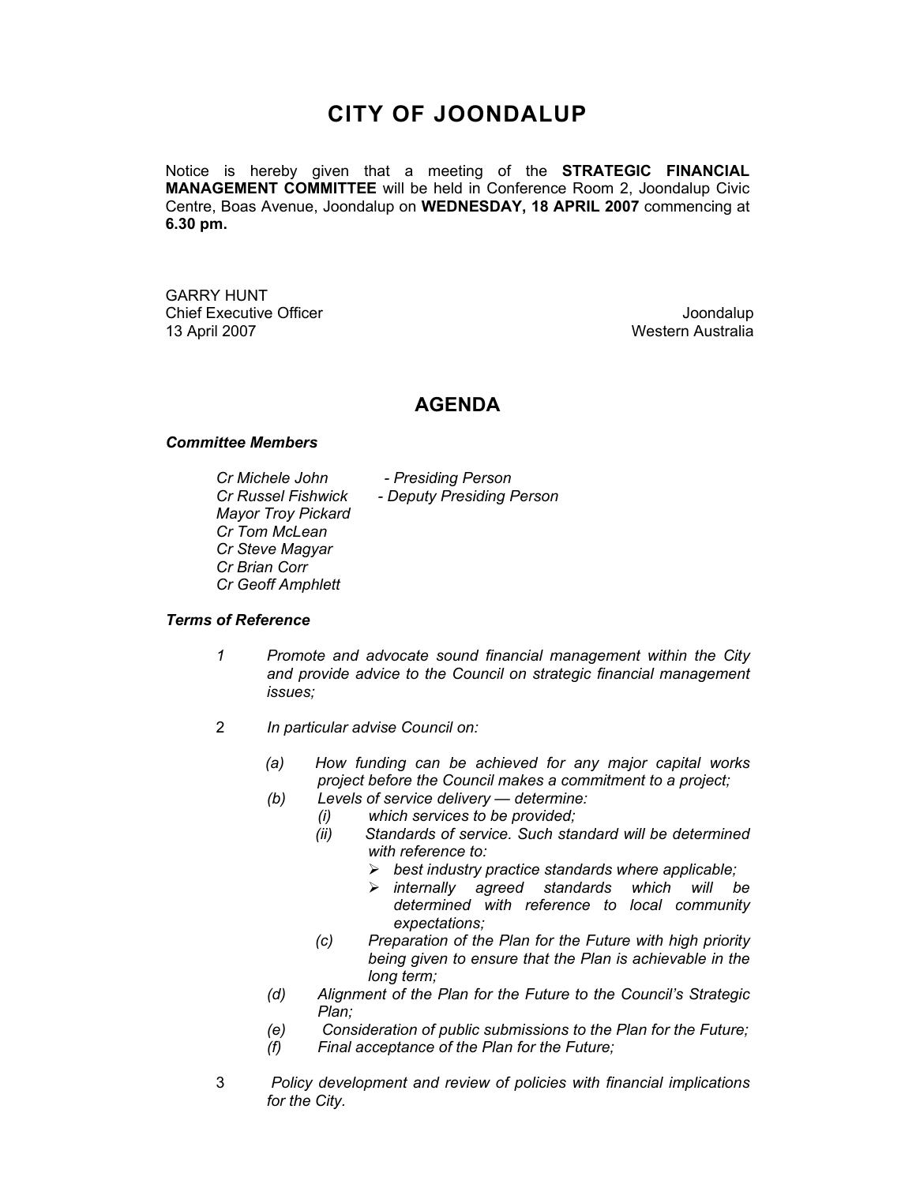# CITY OF JOONDALUP

Notice is hereby given that a meeting of the **STRATEGIC FINANCIAL MANAGEMENT COMMITTEE** will be held in Conference Room 2, Joondalup Civic Centre, Boas Avenue, Joondalup on **WEDNESDAY, 18 APRIL 2007** commencing at **6.30 pm.**

GARRY HUNT
Chief Executive Officer
13 April 2007

Joondalup
Western Australia

## AGENDA

***Committee Members***

*Cr Michele John - Presiding Person*
*Cr Russel Fishwick - Deputy Presiding Person*
*Mayor Troy Pickard*
*Cr Tom McLean*
*Cr Steve Magyar*
*Cr Brian Corr*
*Cr Geoff Amphlett*

***Terms of Reference***

1. *Promote and advocate sound financial management within the City and provide advice to the Council on strategic financial management issues;*

2. *In particular advise Council on:*

   *(a) How funding can be achieved for any major capital works project before the Council makes a commitment to a project;*
   *(b) Levels of service delivery — determine:*
      *(i) which services to be provided;*
      *(ii) Standards of service. Such standard will be determined with reference to:*
         - *best industry practice standards where applicable;*
         - *internally agreed standards which will be determined with reference to local community expectations;*
   *(c) Preparation of the Plan for the Future with high priority being given to ensure that the Plan is achievable in the long term;*
   *(d) Alignment of the Plan for the Future to the Council's Strategic Plan;*
   *(e) Consideration of public submissions to the Plan for the Future;*
   *(f) Final acceptance of the Plan for the Future;*

3. *Policy development and review of policies with financial implications for the City.*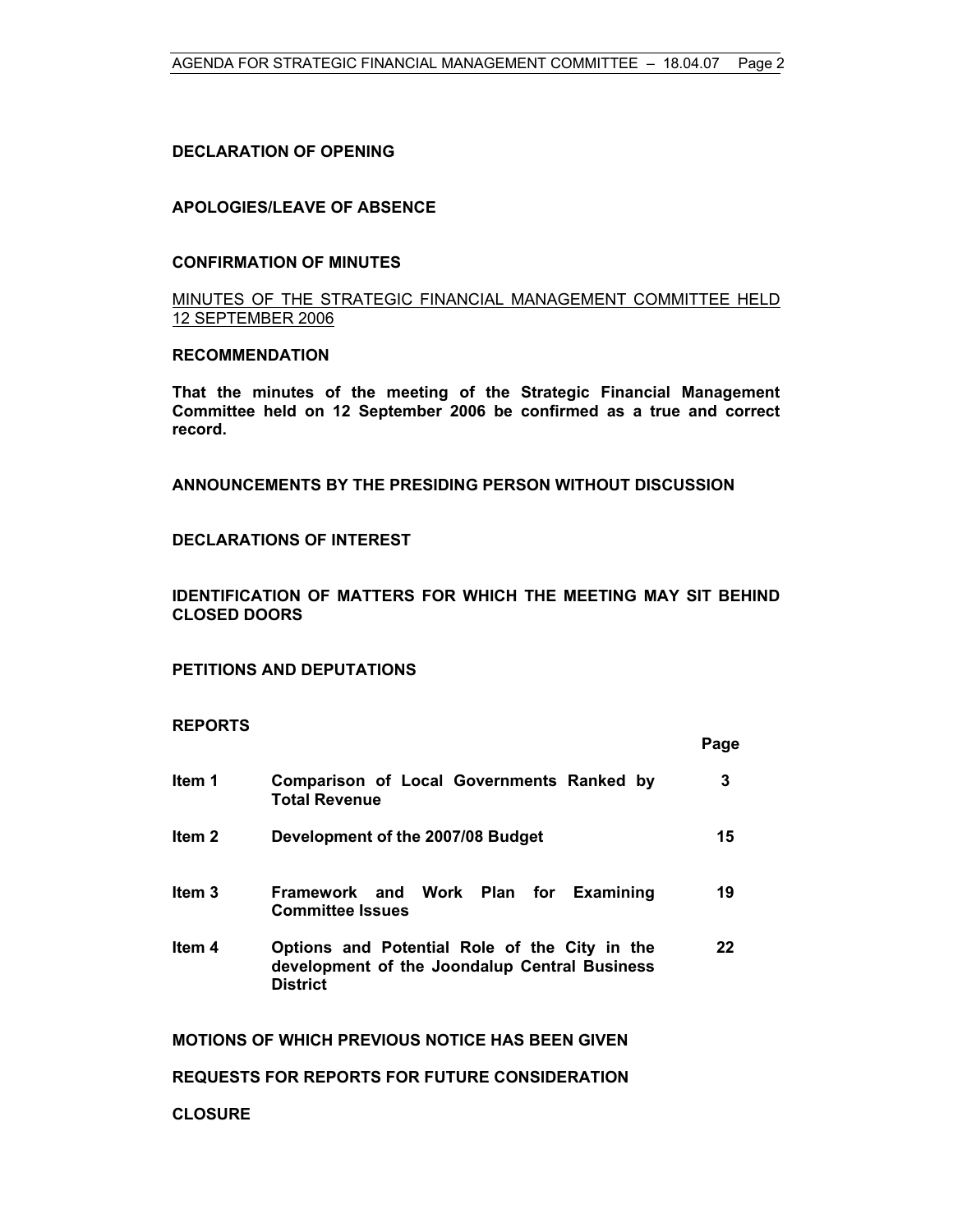**DECLARATION OF OPENING**

**APOLOGIES/LEAVE OF ABSENCE**

**CONFIRMATION OF MINUTES**

MINUTES OF THE STRATEGIC FINANCIAL MANAGEMENT COMMITTEE HELD 12 SEPTEMBER 2006

**RECOMMENDATION**

**That the minutes of the meeting of the Strategic Financial Management Committee held on 12 September 2006 be confirmed as a true and correct record.**

**ANNOUNCEMENTS BY THE PRESIDING PERSON WITHOUT DISCUSSION**

**DECLARATIONS OF INTEREST**

**IDENTIFICATION OF MATTERS FOR WHICH THE MEETING MAY SIT BEHIND CLOSED DOORS**

**PETITIONS AND DEPUTATIONS**

**REPORTS**

| | | Page |
|---|---|---|
| **Item 1** | **Comparison of Local Governments Ranked by Total Revenue** | **3** |
| **Item 2** | **Development of the 2007/08 Budget** | **15** |
| **Item 3** | **Framework and Work Plan for Examining Committee Issues** | **19** |
| **Item 4** | **Options and Potential Role of the City in the development of the Joondalup Central Business District** | **22** |

**MOTIONS OF WHICH PREVIOUS NOTICE HAS BEEN GIVEN**

**REQUESTS FOR REPORTS FOR FUTURE CONSIDERATION**

**CLOSURE**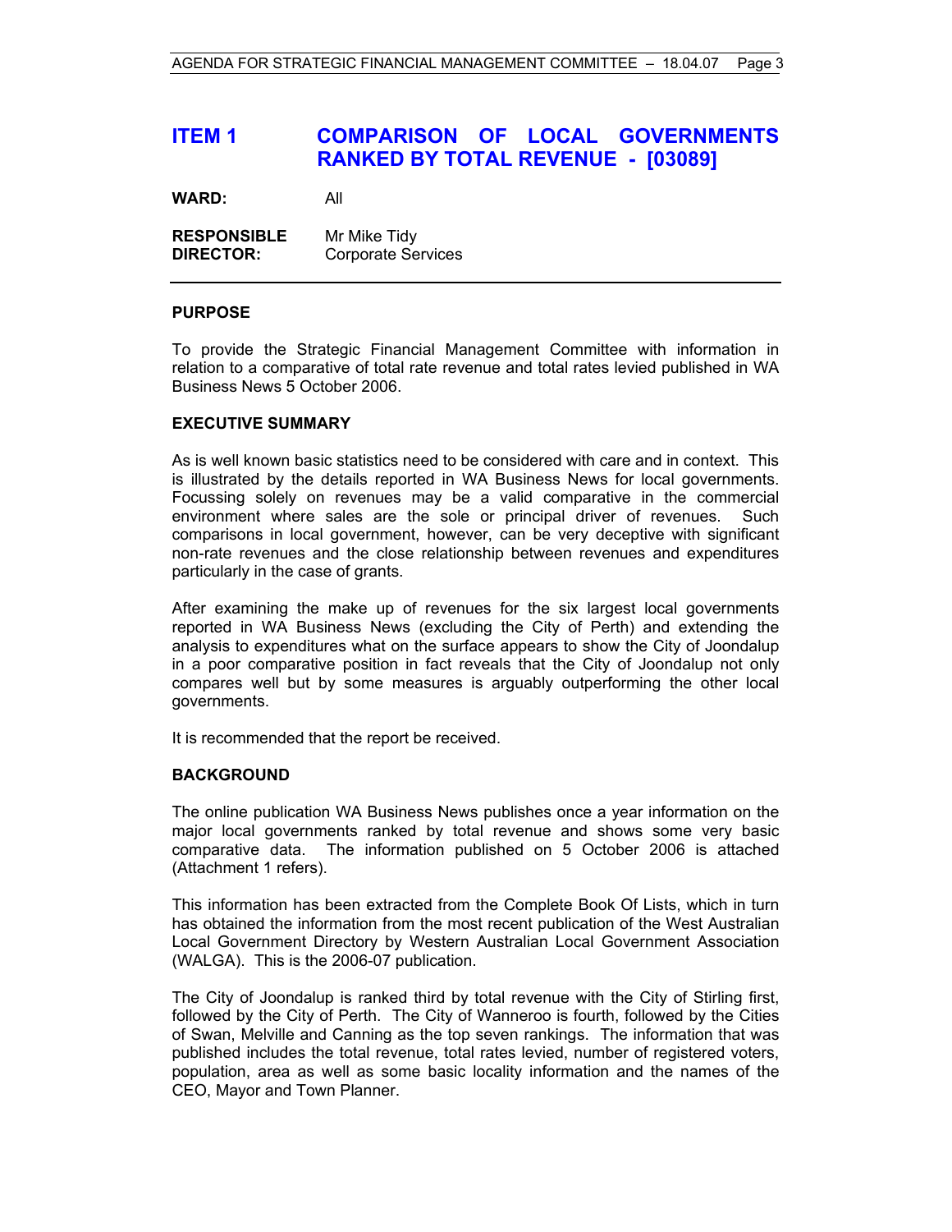# ITEM 1 COMPARISON OF LOCAL GOVERNMENTS RANKED BY TOTAL REVENUE - [03089]

**WARD:** All

**RESPONSIBLE DIRECTOR:** Mr Mike Tidy
Corporate Services

---

**PURPOSE**

To provide the Strategic Financial Management Committee with information in relation to a comparative of total rate revenue and total rates levied published in WA Business News 5 October 2006.

**EXECUTIVE SUMMARY**

As is well known basic statistics need to be considered with care and in context. This is illustrated by the details reported in WA Business News for local governments. Focussing solely on revenues may be a valid comparative in the commercial environment where sales are the sole or principal driver of revenues. Such comparisons in local government, however, can be very deceptive with significant non-rate revenues and the close relationship between revenues and expenditures particularly in the case of grants.

After examining the make up of revenues for the six largest local governments reported in WA Business News (excluding the City of Perth) and extending the analysis to expenditures what on the surface appears to show the City of Joondalup in a poor comparative position in fact reveals that the City of Joondalup not only compares well but by some measures is arguably outperforming the other local governments.

It is recommended that the report be received.

**BACKGROUND**

The online publication WA Business News publishes once a year information on the major local governments ranked by total revenue and shows some very basic comparative data. The information published on 5 October 2006 is attached (Attachment 1 refers).

This information has been extracted from the Complete Book Of Lists, which in turn has obtained the information from the most recent publication of the West Australian Local Government Directory by Western Australian Local Government Association (WALGA). This is the 2006-07 publication.

The City of Joondalup is ranked third by total revenue with the City of Stirling first, followed by the City of Perth. The City of Wanneroo is fourth, followed by the Cities of Swan, Melville and Canning as the top seven rankings. The information that was published includes the total revenue, total rates levied, number of registered voters, population, area as well as some basic locality information and the names of the CEO, Mayor and Town Planner.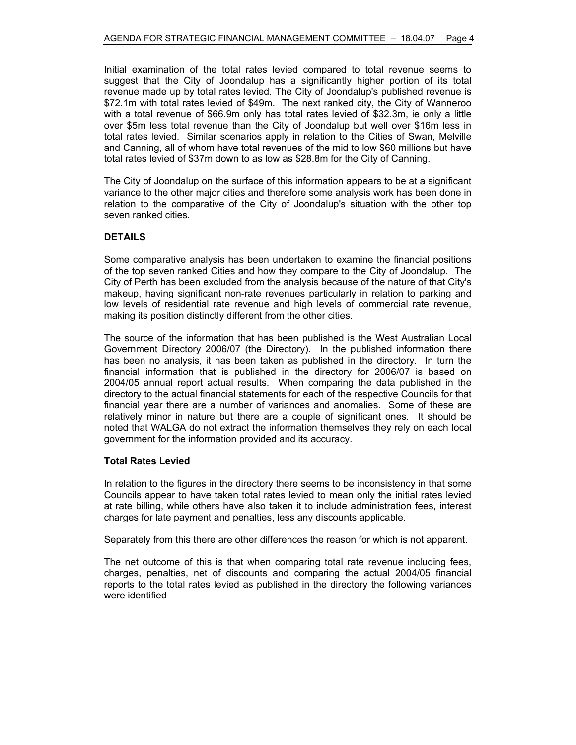Initial examination of the total rates levied compared to total revenue seems to suggest that the City of Joondalup has a significantly higher portion of its total revenue made up by total rates levied. The City of Joondalup's published revenue is $72.1m with total rates levied of $49m. The next ranked city, the City of Wanneroo with a total revenue of $66.9m only has total rates levied of $32.3m, ie only a little over $5m less total revenue than the City of Joondalup but well over $16m less in total rates levied. Similar scenarios apply in relation to the Cities of Swan, Melville and Canning, all of whom have total revenues of the mid to low $60 millions but have total rates levied of $37m down to as low as $28.8m for the City of Canning.

The City of Joondalup on the surface of this information appears to be at a significant variance to the other major cities and therefore some analysis work has been done in relation to the comparative of the City of Joondalup's situation with the other top seven ranked cities.

**DETAILS**

Some comparative analysis has been undertaken to examine the financial positions of the top seven ranked Cities and how they compare to the City of Joondalup. The City of Perth has been excluded from the analysis because of the nature of that City's makeup, having significant non-rate revenues particularly in relation to parking and low levels of residential rate revenue and high levels of commercial rate revenue, making its position distinctly different from the other cities.

The source of the information that has been published is the West Australian Local Government Directory 2006/07 (the Directory). In the published information there has been no analysis, it has been taken as published in the directory. In turn the financial information that is published in the directory for 2006/07 is based on 2004/05 annual report actual results. When comparing the data published in the directory to the actual financial statements for each of the respective Councils for that financial year there are a number of variances and anomalies. Some of these are relatively minor in nature but there are a couple of significant ones. It should be noted that WALGA do not extract the information themselves they rely on each local government for the information provided and its accuracy.

**Total Rates Levied**

In relation to the figures in the directory there seems to be inconsistency in that some Councils appear to have taken total rates levied to mean only the initial rates levied at rate billing, while others have also taken it to include administration fees, interest charges for late payment and penalties, less any discounts applicable.

Separately from this there are other differences the reason for which is not apparent.

The net outcome of this is that when comparing total rate revenue including fees, charges, penalties, net of discounts and comparing the actual 2004/05 financial reports to the total rates levied as published in the directory the following variances were identified –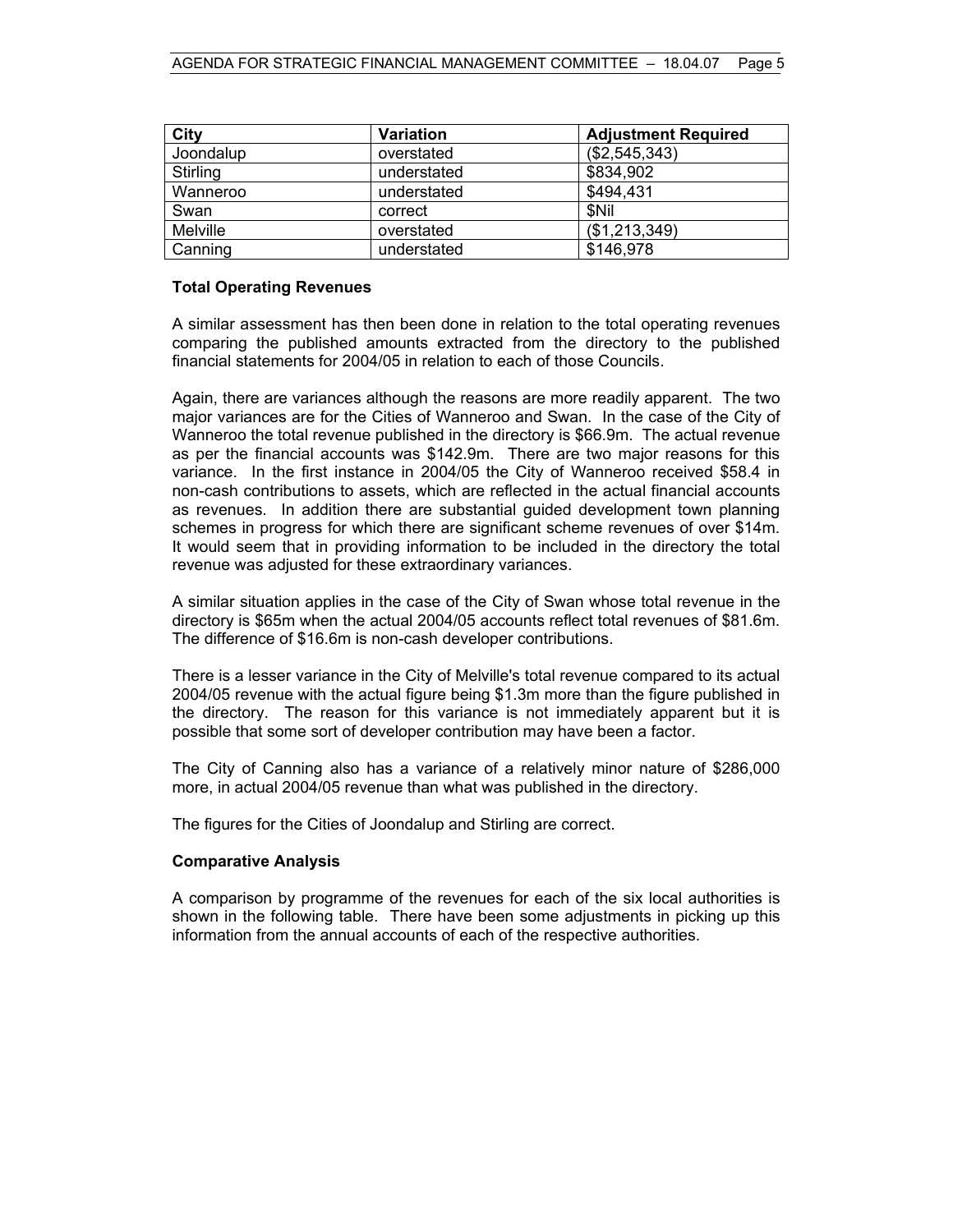| City | Variation | Adjustment Required |
| --- | --- | --- |
| Joondalup | overstated | ($2,545,343) |
| Stirling | understated | $834,902 |
| Wanneroo | understated | $494,431 |
| Swan | correct | $Nil |
| Melville | overstated | ($1,213,349) |
| Canning | understated | $146,978 |

**Total Operating Revenues**

A similar assessment has then been done in relation to the total operating revenues comparing the published amounts extracted from the directory to the published financial statements for 2004/05 in relation to each of those Councils.

Again, there are variances although the reasons are more readily apparent. The two major variances are for the Cities of Wanneroo and Swan. In the case of the City of Wanneroo the total revenue published in the directory is $66.9m. The actual revenue as per the financial accounts was $142.9m. There are two major reasons for this variance. In the first instance in 2004/05 the City of Wanneroo received $58.4 in non-cash contributions to assets, which are reflected in the actual financial accounts as revenues. In addition there are substantial guided development town planning schemes in progress for which there are significant scheme revenues of over $14m. It would seem that in providing information to be included in the directory the total revenue was adjusted for these extraordinary variances.

A similar situation applies in the case of the City of Swan whose total revenue in the directory is $65m when the actual 2004/05 accounts reflect total revenues of $81.6m. The difference of $16.6m is non-cash developer contributions.

There is a lesser variance in the City of Melville's total revenue compared to its actual 2004/05 revenue with the actual figure being $1.3m more than the figure published in the directory. The reason for this variance is not immediately apparent but it is possible that some sort of developer contribution may have been a factor.

The City of Canning also has a variance of a relatively minor nature of $286,000 more, in actual 2004/05 revenue than what was published in the directory.

The figures for the Cities of Joondalup and Stirling are correct.

**Comparative Analysis**

A comparison by programme of the revenues for each of the six local authorities is shown in the following table. There have been some adjustments in picking up this information from the annual accounts of each of the respective authorities.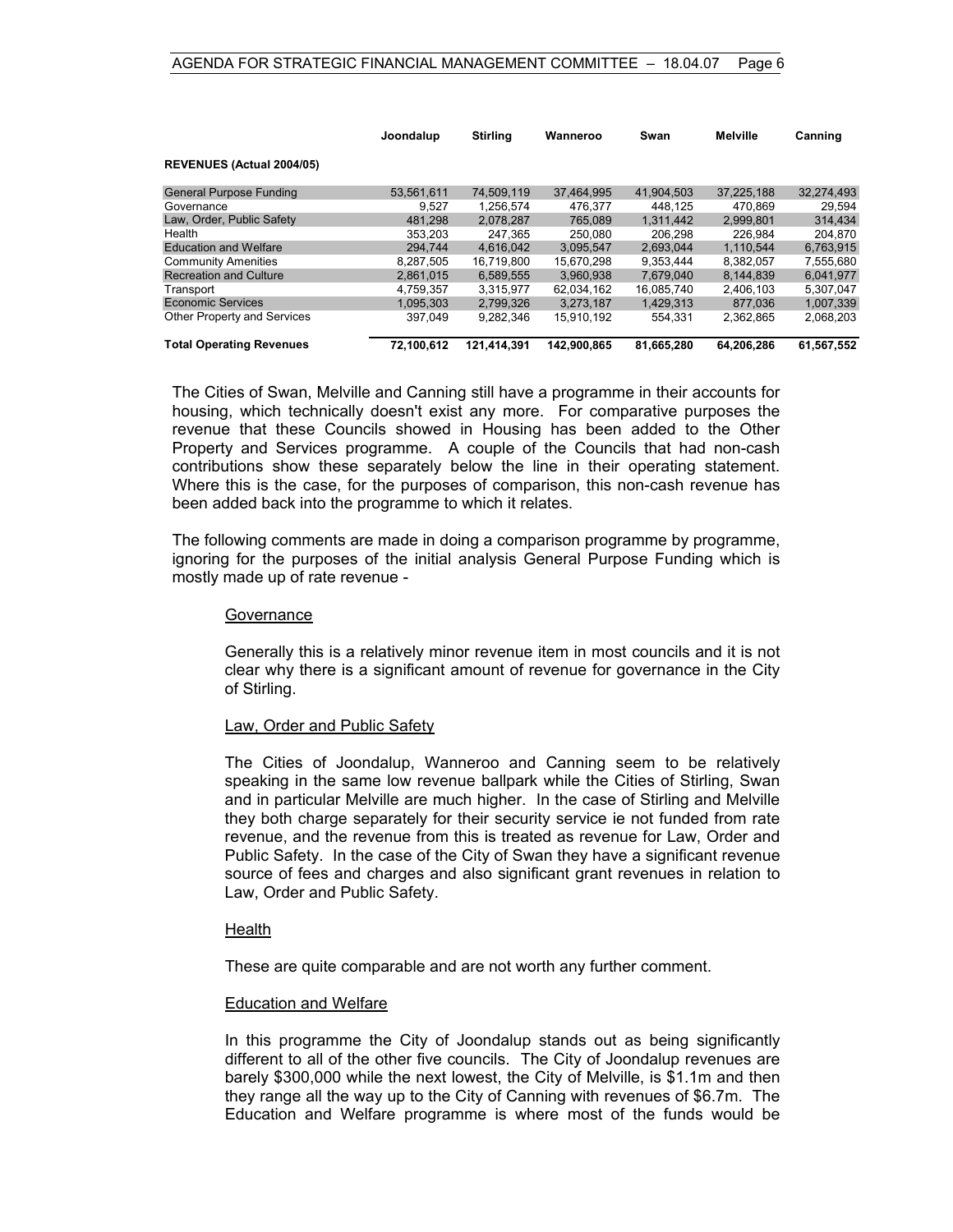| | Joondalup | Stirling | Wanneroo | Swan | Melville | Canning |
|---|---|---|---|---|---|---|
| **REVENUES (Actual 2004/05)** | | | | | | |
| General Purpose Funding | 53,561,611 | 74,509,119 | 37,464,995 | 41,904,503 | 37,225,188 | 32,274,493 |
| Governance | 9,527 | 1,256,574 | 476,377 | 448,125 | 470,869 | 29,594 |
| Law, Order, Public Safety | 481,298 | 2,078,287 | 765,089 | 1,311,442 | 2,999,801 | 314,434 |
| Health | 353,203 | 247,365 | 250,080 | 206,298 | 226,984 | 204,870 |
| Education and Welfare | 294,744 | 4,616,042 | 3,095,547 | 2,693,044 | 1,110,544 | 6,763,915 |
| Community Amenities | 8,287,505 | 16,719,800 | 15,670,298 | 9,353,444 | 8,382,057 | 7,555,680 |
| Recreation and Culture | 2,861,015 | 6,589,555 | 3,960,938 | 7,679,040 | 8,144,839 | 6,041,977 |
| Transport | 4,759,357 | 3,315,977 | 62,034,162 | 16,085,740 | 2,406,103 | 5,307,047 |
| Economic Services | 1,095,303 | 2,799,326 | 3,273,187 | 1,429,313 | 877,036 | 1,007,339 |
| Other Property and Services | 397,049 | 9,282,346 | 15,910,192 | 554,331 | 2,362,865 | 2,068,203 |
| **Total Operating Revenues** | **72,100,612** | **121,414,391** | **142,900,865** | **81,665,280** | **64,206,286** | **61,567,552** |

The Cities of Swan, Melville and Canning still have a programme in their accounts for housing, which technically doesn't exist any more. For comparative purposes the revenue that these Councils showed in Housing has been added to the Other Property and Services programme. A couple of the Councils that had non-cash contributions show these separately below the line in their operating statement. Where this is the case, for the purposes of comparison, this non-cash revenue has been added back into the programme to which it relates.

The following comments are made in doing a comparison programme by programme, ignoring for the purposes of the initial analysis General Purpose Funding which is mostly made up of rate revenue -

Governance

Generally this is a relatively minor revenue item in most councils and it is not clear why there is a significant amount of revenue for governance in the City of Stirling.

Law, Order and Public Safety

The Cities of Joondalup, Wanneroo and Canning seem to be relatively speaking in the same low revenue ballpark while the Cities of Stirling, Swan and in particular Melville are much higher. In the case of Stirling and Melville they both charge separately for their security service ie not funded from rate revenue, and the revenue from this is treated as revenue for Law, Order and Public Safety. In the case of the City of Swan they have a significant revenue source of fees and charges and also significant grant revenues in relation to Law, Order and Public Safety.

Health

These are quite comparable and are not worth any further comment.

Education and Welfare

In this programme the City of Joondalup stands out as being significantly different to all of the other five councils. The City of Joondalup revenues are barely $300,000 while the next lowest, the City of Melville, is $1.1m and then they range all the way up to the City of Canning with revenues of $6.7m. The Education and Welfare programme is where most of the funds would be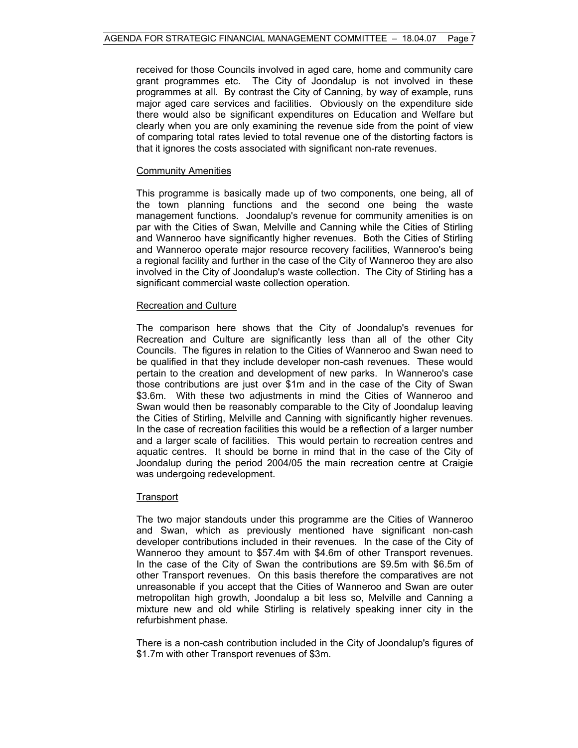received for those Councils involved in aged care, home and community care grant programmes etc. The City of Joondalup is not involved in these programmes at all. By contrast the City of Canning, by way of example, runs major aged care services and facilities. Obviously on the expenditure side there would also be significant expenditures on Education and Welfare but clearly when you are only examining the revenue side from the point of view of comparing total rates levied to total revenue one of the distorting factors is that it ignores the costs associated with significant non-rate revenues.

Community Amenities

This programme is basically made up of two components, one being, all of the town planning functions and the second one being the waste management functions. Joondalup's revenue for community amenities is on par with the Cities of Swan, Melville and Canning while the Cities of Stirling and Wanneroo have significantly higher revenues. Both the Cities of Stirling and Wanneroo operate major resource recovery facilities, Wanneroo's being a regional facility and further in the case of the City of Wanneroo they are also involved in the City of Joondalup's waste collection. The City of Stirling has a significant commercial waste collection operation.

Recreation and Culture

The comparison here shows that the City of Joondalup's revenues for Recreation and Culture are significantly less than all of the other City Councils. The figures in relation to the Cities of Wanneroo and Swan need to be qualified in that they include developer non-cash revenues. These would pertain to the creation and development of new parks. In Wanneroo's case those contributions are just over $1m and in the case of the City of Swan $3.6m. With these two adjustments in mind the Cities of Wanneroo and Swan would then be reasonably comparable to the City of Joondalup leaving the Cities of Stirling, Melville and Canning with significantly higher revenues. In the case of recreation facilities this would be a reflection of a larger number and a larger scale of facilities. This would pertain to recreation centres and aquatic centres. It should be borne in mind that in the case of the City of Joondalup during the period 2004/05 the main recreation centre at Craigie was undergoing redevelopment.

Transport

The two major standouts under this programme are the Cities of Wanneroo and Swan, which as previously mentioned have significant non-cash developer contributions included in their revenues. In the case of the City of Wanneroo they amount to $57.4m with $4.6m of other Transport revenues. In the case of the City of Swan the contributions are $9.5m with $6.5m of other Transport revenues. On this basis therefore the comparatives are not unreasonable if you accept that the Cities of Wanneroo and Swan are outer metropolitan high growth, Joondalup a bit less so, Melville and Canning a mixture new and old while Stirling is relatively speaking inner city in the refurbishment phase.

There is a non-cash contribution included in the City of Joondalup's figures of $1.7m with other Transport revenues of $3m.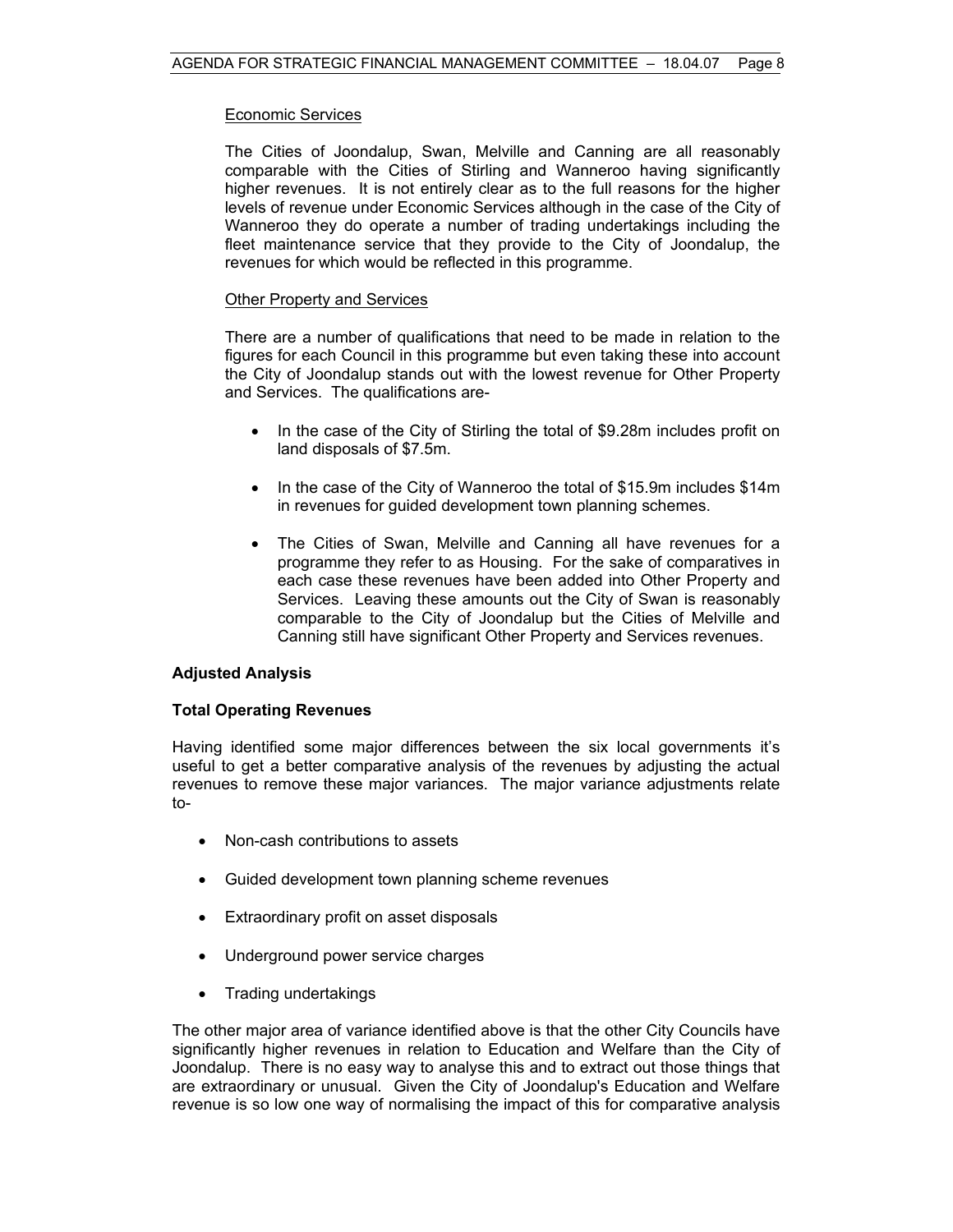Economic Services

The Cities of Joondalup, Swan, Melville and Canning are all reasonably comparable with the Cities of Stirling and Wanneroo having significantly higher revenues. It is not entirely clear as to the full reasons for the higher levels of revenue under Economic Services although in the case of the City of Wanneroo they do operate a number of trading undertakings including the fleet maintenance service that they provide to the City of Joondalup, the revenues for which would be reflected in this programme.

Other Property and Services

There are a number of qualifications that need to be made in relation to the figures for each Council in this programme but even taking these into account the City of Joondalup stands out with the lowest revenue for Other Property and Services. The qualifications are-

- In the case of the City of Stirling the total of $9.28m includes profit on land disposals of $7.5m.
- In the case of the City of Wanneroo the total of $15.9m includes $14m in revenues for guided development town planning schemes.
- The Cities of Swan, Melville and Canning all have revenues for a programme they refer to as Housing. For the sake of comparatives in each case these revenues have been added into Other Property and Services. Leaving these amounts out the City of Swan is reasonably comparable to the City of Joondalup but the Cities of Melville and Canning still have significant Other Property and Services revenues.

**Adjusted Analysis**

**Total Operating Revenues**

Having identified some major differences between the six local governments it's useful to get a better comparative analysis of the revenues by adjusting the actual revenues to remove these major variances. The major variance adjustments relate to-

- Non-cash contributions to assets
- Guided development town planning scheme revenues
- Extraordinary profit on asset disposals
- Underground power service charges
- Trading undertakings

The other major area of variance identified above is that the other City Councils have significantly higher revenues in relation to Education and Welfare than the City of Joondalup. There is no easy way to analyse this and to extract out those things that are extraordinary or unusual. Given the City of Joondalup's Education and Welfare revenue is so low one way of normalising the impact of this for comparative analysis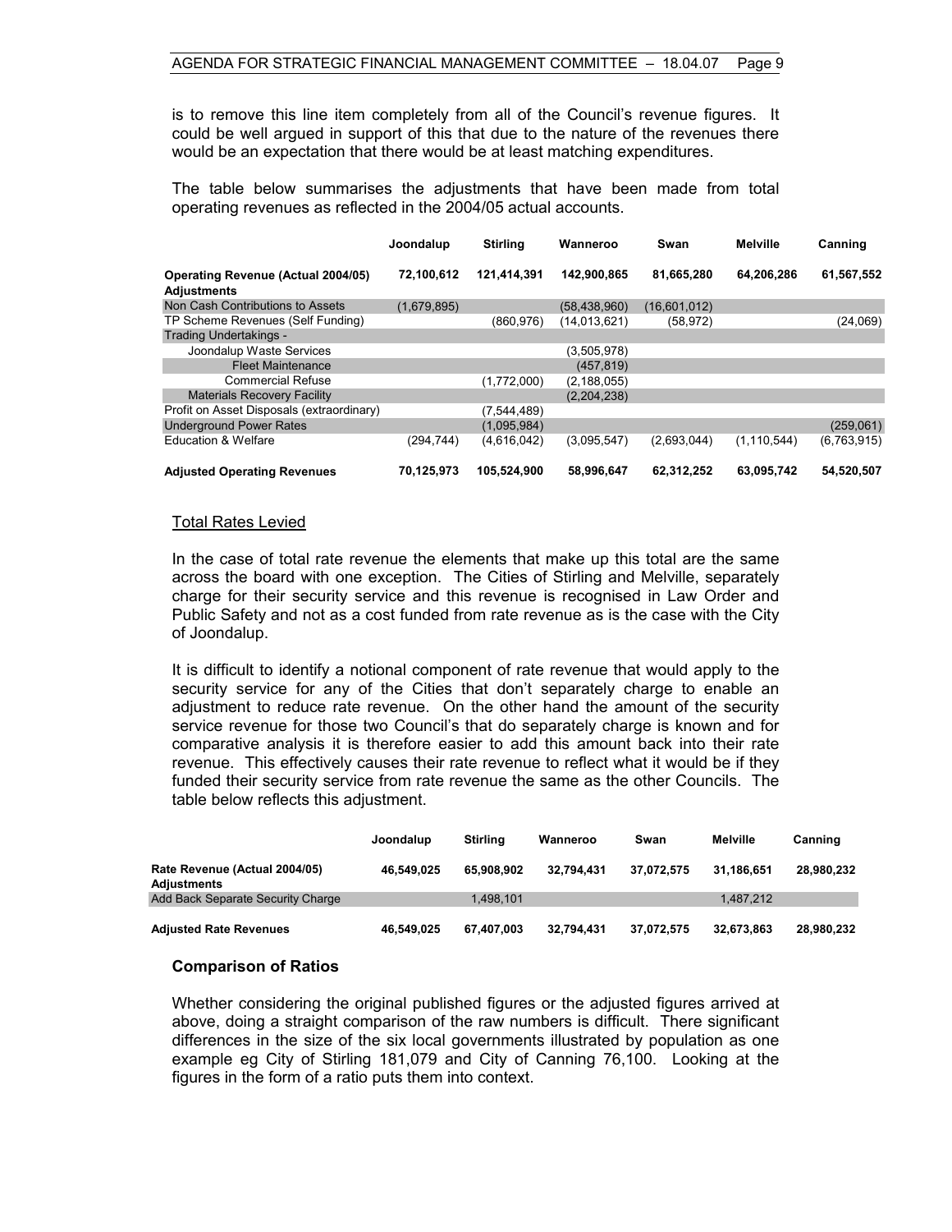is to remove this line item completely from all of the Council's revenue figures. It could be well argued in support of this that due to the nature of the revenues there would be an expectation that there would be at least matching expenditures.

The table below summarises the adjustments that have been made from total operating revenues as reflected in the 2004/05 actual accounts.

| | Joondalup | Stirling | Wanneroo | Swan | Melville | Canning |
|---|---|---|---|---|---|---|
| **Operating Revenue (Actual 2004/05)** | **72,100,612** | **121,414,391** | **142,900,865** | **81,665,280** | **64,206,286** | **61,567,552** |
| **Adjustments** | | | | | | |
| Non Cash Contributions to Assets | (1,679,895) | | (58,438,960) | (16,601,012) | | |
| TP Scheme Revenues (Self Funding) | | (860,976) | (14,013,621) | (58,972) | | (24,069) |
| Trading Undertakings - | | | | | | |
| Joondalup Waste Services | | | (3,505,978) | | | |
| Fleet Maintenance | | | (457,819) | | | |
| Commercial Refuse | | (1,772,000) | (2,188,055) | | | |
| Materials Recovery Facility | | | (2,204,238) | | | |
| Profit on Asset Disposals (extraordinary) | | (7,544,489) | | | | |
| Underground Power Rates | | (1,095,984) | | | | (259,061) |
| Education & Welfare | (294,744) | (4,616,042) | (3,095,547) | (2,693,044) | (1,110,544) | (6,763,915) |
| **Adjusted Operating Revenues** | **70,125,973** | **105,524,900** | **58,996,647** | **62,312,252** | **63,095,742** | **54,520,507** |

Total Rates Levied

In the case of total rate revenue the elements that make up this total are the same across the board with one exception. The Cities of Stirling and Melville, separately charge for their security service and this revenue is recognised in Law Order and Public Safety and not as a cost funded from rate revenue as is the case with the City of Joondalup.

It is difficult to identify a notional component of rate revenue that would apply to the security service for any of the Cities that don't separately charge to enable an adjustment to reduce rate revenue. On the other hand the amount of the security service revenue for those two Council's that do separately charge is known and for comparative analysis it is therefore easier to add this amount back into their rate revenue. This effectively causes their rate revenue to reflect what it would be if they funded their security service from rate revenue the same as the other Councils. The table below reflects this adjustment.

| | Joondalup | Stirling | Wanneroo | Swan | Melville | Canning |
|---|---|---|---|---|---|---|
| **Rate Revenue (Actual 2004/05)** | **46,549,025** | **65,908,902** | **32,794,431** | **37,072,575** | **31,186,651** | **28,980,232** |
| **Adjustments** | | | | | | |
| Add Back Separate Security Charge | | 1,498,101 | | | 1,487,212 | |
| **Adjusted Rate Revenues** | **46,549,025** | **67,407,003** | **32,794,431** | **37,072,575** | **32,673,863** | **28,980,232** |

**Comparison of Ratios**

Whether considering the original published figures or the adjusted figures arrived at above, doing a straight comparison of the raw numbers is difficult. There significant differences in the size of the six local governments illustrated by population as one example eg City of Stirling 181,079 and City of Canning 76,100. Looking at the figures in the form of a ratio puts them into context.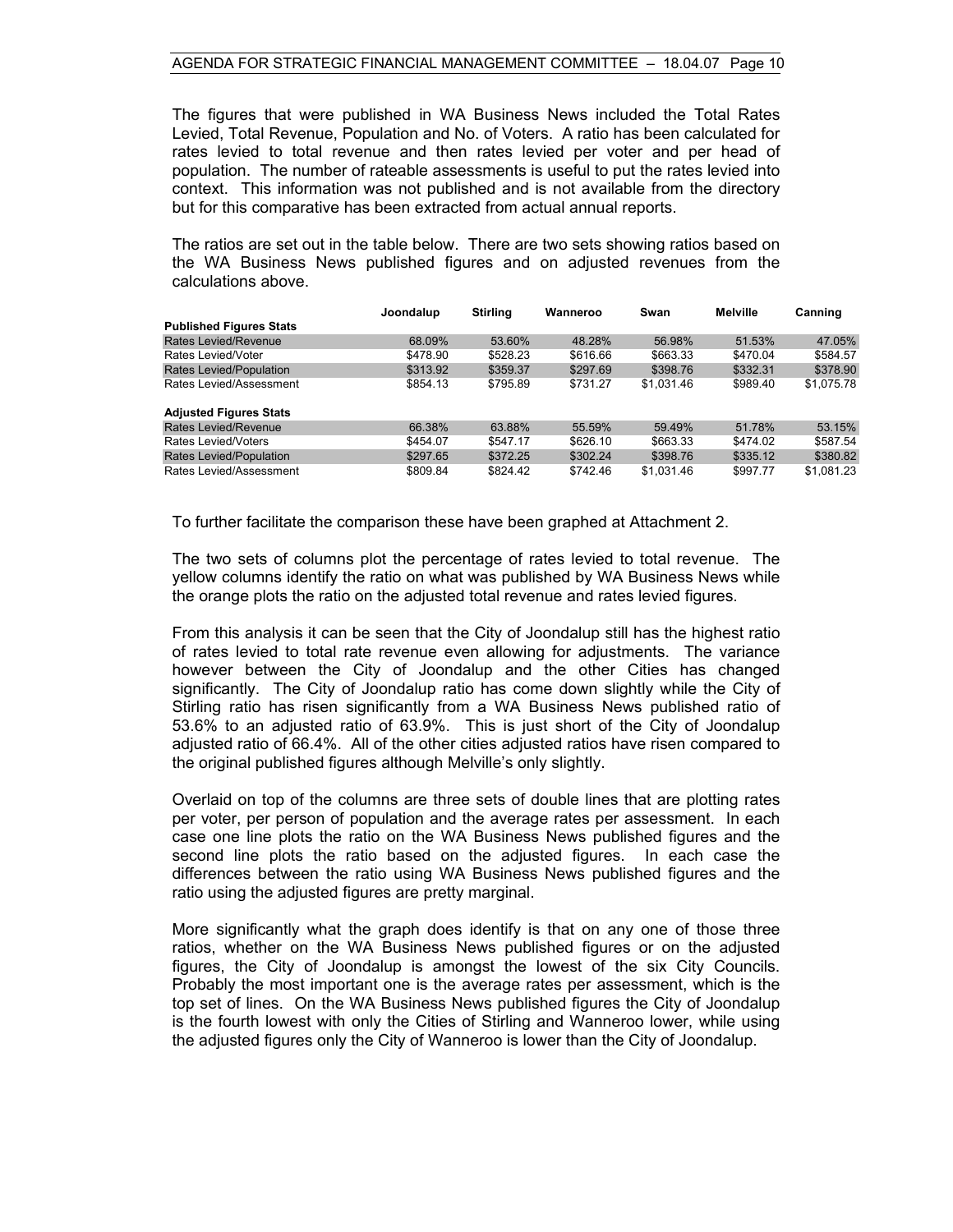The figures that were published in WA Business News included the Total Rates Levied, Total Revenue, Population and No. of Voters. A ratio has been calculated for rates levied to total revenue and then rates levied per voter and per head of population. The number of rateable assessments is useful to put the rates levied into context. This information was not published and is not available from the directory but for this comparative has been extracted from actual annual reports.

The ratios are set out in the table below. There are two sets showing ratios based on the WA Business News published figures and on adjusted revenues from the calculations above.

| | Joondalup | Stirling | Wanneroo | Swan | Melville | Canning |
|---|---|---|---|---|---|---|
| **Published Figures Stats** | | | | | | |
| Rates Levied/Revenue | 68.09% | 53.60% | 48.28% | 56.98% | 51.53% | 47.05% |
| Rates Levied/Voter | $478.90 | $528.23 | $616.66 | $663.33 | $470.04 | $584.57 |
| Rates Levied/Population | $313.92 | $359.37 | $297.69 | $398.76 | $332.31 | $378.90 |
| Rates Levied/Assessment | $854.13 | $795.89 | $731.27 | $1,031.46 | $989.40 | $1,075.78 |
| **Adjusted Figures Stats** | | | | | | |
| Rates Levied/Revenue | 66.38% | 63.88% | 55.59% | 59.49% | 51.78% | 53.15% |
| Rates Levied/Voters | $454.07 | $547.17 | $626.10 | $663.33 | $474.02 | $587.54 |
| Rates Levied/Population | $297.65 | $372.25 | $302.24 | $398.76 | $335.12 | $380.82 |
| Rates Levied/Assessment | $809.84 | $824.42 | $742.46 | $1,031.46 | $997.77 | $1,081.23 |

To further facilitate the comparison these have been graphed at Attachment 2.

The two sets of columns plot the percentage of rates levied to total revenue. The yellow columns identify the ratio on what was published by WA Business News while the orange plots the ratio on the adjusted total revenue and rates levied figures.

From this analysis it can be seen that the City of Joondalup still has the highest ratio of rates levied to total rate revenue even allowing for adjustments. The variance however between the City of Joondalup and the other Cities has changed significantly. The City of Joondalup ratio has come down slightly while the City of Stirling ratio has risen significantly from a WA Business News published ratio of 53.6% to an adjusted ratio of 63.9%. This is just short of the City of Joondalup adjusted ratio of 66.4%. All of the other cities adjusted ratios have risen compared to the original published figures although Melville's only slightly.

Overlaid on top of the columns are three sets of double lines that are plotting rates per voter, per person of population and the average rates per assessment. In each case one line plots the ratio on the WA Business News published figures and the second line plots the ratio based on the adjusted figures. In each case the differences between the ratio using WA Business News published figures and the ratio using the adjusted figures are pretty marginal.

More significantly what the graph does identify is that on any one of those three ratios, whether on the WA Business News published figures or on the adjusted figures, the City of Joondalup is amongst the lowest of the six City Councils. Probably the most important one is the average rates per assessment, which is the top set of lines. On the WA Business News published figures the City of Joondalup is the fourth lowest with only the Cities of Stirling and Wanneroo lower, while using the adjusted figures only the City of Wanneroo is lower than the City of Joondalup.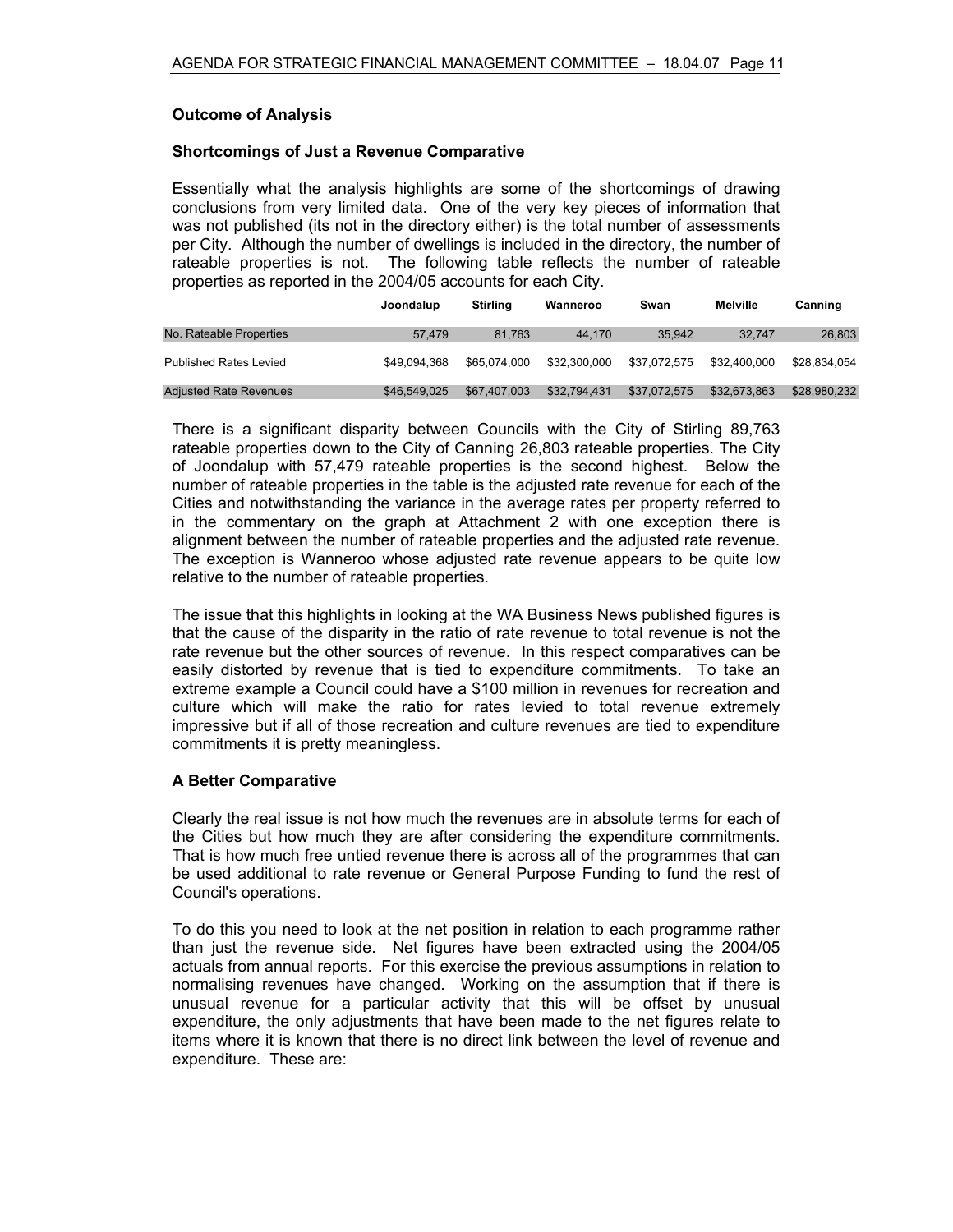### Outcome of Analysis

### Shortcomings of Just a Revenue Comparative

Essentially what the analysis highlights are some of the shortcomings of drawing conclusions from very limited data. One of the very key pieces of information that was not published (its not in the directory either) is the total number of assessments per City. Although the number of dwellings is included in the directory, the number of rateable properties is not. The following table reflects the number of rateable properties as reported in the 2004/05 accounts for each City.

| | Joondalup | Stirling | Wanneroo | Swan | Melville | Canning |
|---|---|---|---|---|---|---|
| No. Rateable Properties | 57,479 | 81,763 | 44,170 | 35,942 | 32,747 | 26,803 |
| Published Rates Levied | $49,094,368 | $65,074,000 | $32,300,000 | $37,072,575 | $32,400,000 | $28,834,054 |
| Adjusted Rate Revenues | $46,549,025 | $67,407,003 | $32,794,431 | $37,072,575 | $32,673,863 | $28,980,232 |

There is a significant disparity between Councils with the City of Stirling 89,763 rateable properties down to the City of Canning 26,803 rateable properties. The City of Joondalup with 57,479 rateable properties is the second highest. Below the number of rateable properties in the table is the adjusted rate revenue for each of the Cities and notwithstanding the variance in the average rates per property referred to in the commentary on the graph at Attachment 2 with one exception there is alignment between the number of rateable properties and the adjusted rate revenue. The exception is Wanneroo whose adjusted rate revenue appears to be quite low relative to the number of rateable properties.

The issue that this highlights in looking at the WA Business News published figures is that the cause of the disparity in the ratio of rate revenue to total revenue is not the rate revenue but the other sources of revenue. In this respect comparatives can be easily distorted by revenue that is tied to expenditure commitments. To take an extreme example a Council could have a $100 million in revenues for recreation and culture which will make the ratio for rates levied to total revenue extremely impressive but if all of those recreation and culture revenues are tied to expenditure commitments it is pretty meaningless.

### A Better Comparative

Clearly the real issue is not how much the revenues are in absolute terms for each of the Cities but how much they are after considering the expenditure commitments. That is how much free untied revenue there is across all of the programmes that can be used additional to rate revenue or General Purpose Funding to fund the rest of Council's operations.

To do this you need to look at the net position in relation to each programme rather than just the revenue side. Net figures have been extracted using the 2004/05 actuals from annual reports. For this exercise the previous assumptions in relation to normalising revenues have changed. Working on the assumption that if there is unusual revenue for a particular activity that this will be offset by unusual expenditure, the only adjustments that have been made to the net figures relate to items where it is known that there is no direct link between the level of revenue and expenditure. These are: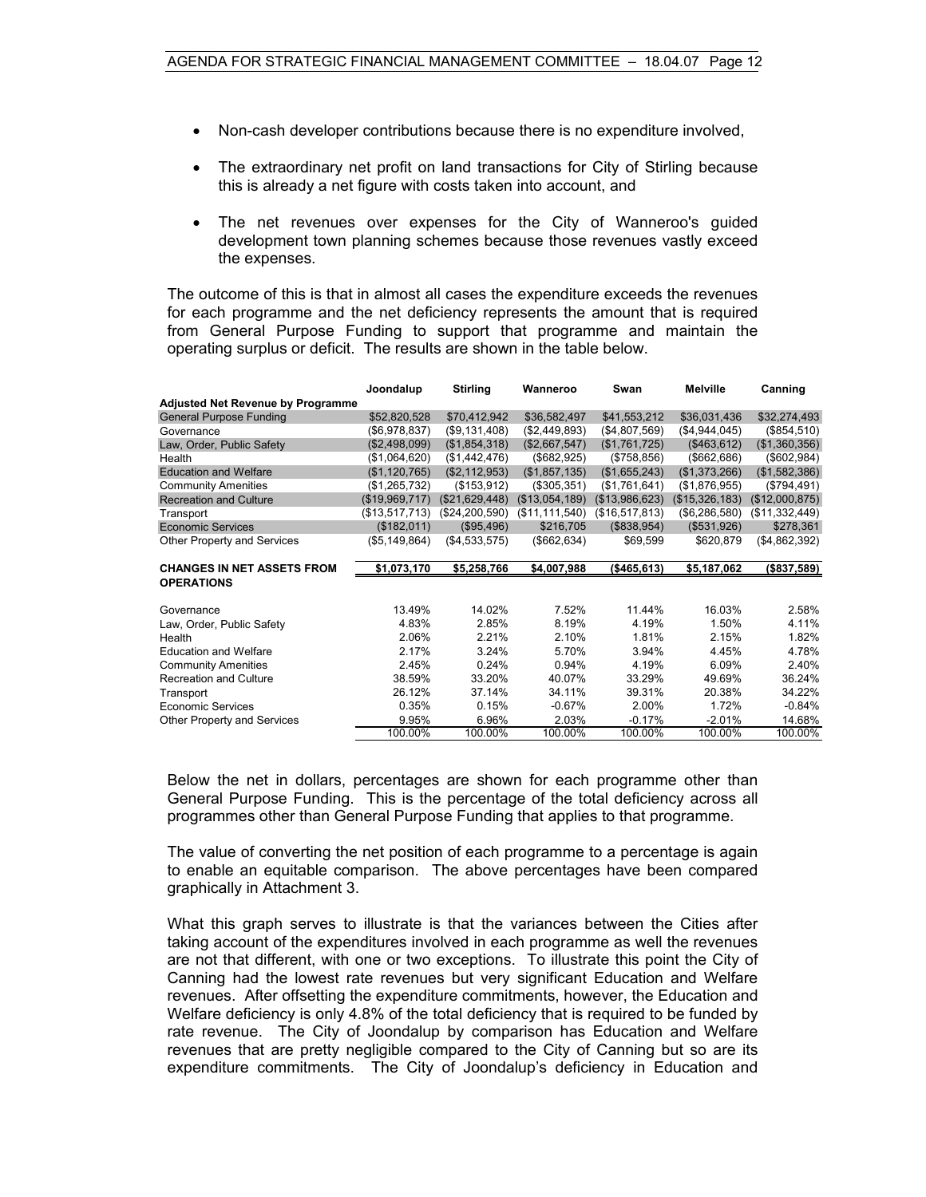- Non-cash developer contributions because there is no expenditure involved,

- The extraordinary net profit on land transactions for City of Stirling because this is already a net figure with costs taken into account, and

- The net revenues over expenses for the City of Wanneroo's guided development town planning schemes because those revenues vastly exceed the expenses.

The outcome of this is that in almost all cases the expenditure exceeds the revenues for each programme and the net deficiency represents the amount that is required from General Purpose Funding to support that programme and maintain the operating surplus or deficit. The results are shown in the table below.

| | Joondalup | Stirling | Wanneroo | Swan | Melville | Canning |
|---|---|---|---|---|---|---|
| **Adjusted Net Revenue by Programme** | | | | | | |
| General Purpose Funding | $52,820,528 | $70,412,942 | $36,582,497 | $41,553,212 | $36,031,436 | $32,274,493 |
| Governance | ($6,978,837) | ($9,131,408) | ($2,449,893) | ($4,807,569) | ($4,944,045) | ($854,510) |
| Law, Order, Public Safety | ($2,498,099) | ($1,854,318) | ($2,667,547) | ($1,761,725) | ($463,612) | ($1,360,356) |
| Health | ($1,064,620) | ($1,442,476) | ($682,925) | ($758,856) | ($662,686) | ($602,984) |
| Education and Welfare | ($1,120,765) | ($2,112,953) | ($1,857,135) | ($1,655,243) | ($1,373,266) | ($1,582,386) |
| Community Amenities | ($1,265,732) | ($153,912) | ($305,351) | ($1,761,641) | ($1,876,955) | ($794,491) |
| Recreation and Culture | ($19,969,717) | ($21,629,448) | ($13,054,189) | ($13,986,623) | ($15,326,183) | ($12,000,875) |
| Transport | ($13,517,713) | ($24,200,590) | ($11,111,540) | ($16,517,813) | ($6,286,580) | ($11,332,449) |
| Economic Services | ($182,011) | ($95,496) | $216,705 | ($838,954) | ($531,926) | $278,361 |
| Other Property and Services | ($5,149,864) | ($4,533,575) | ($662,634) | $69,599 | $620,879 | ($4,862,392) |
| **CHANGES IN NET ASSETS FROM OPERATIONS** | **$1,073,170** | **$5,258,766** | **$4,007,988** | **($465,613)** | **$5,187,062** | **($837,589)** |
| Governance | 13.49% | 14.02% | 7.52% | 11.44% | 16.03% | 2.58% |
| Law, Order, Public Safety | 4.83% | 2.85% | 8.19% | 4.19% | 1.50% | 4.11% |
| Health | 2.06% | 2.21% | 2.10% | 1.81% | 2.15% | 1.82% |
| Education and Welfare | 2.17% | 3.24% | 5.70% | 3.94% | 4.45% | 4.78% |
| Community Amenities | 2.45% | 0.24% | 0.94% | 4.19% | 6.09% | 2.40% |
| Recreation and Culture | 38.59% | 33.20% | 40.07% | 33.29% | 49.69% | 36.24% |
| Transport | 26.12% | 37.14% | 34.11% | 39.31% | 20.38% | 34.22% |
| Economic Services | 0.35% | 0.15% | -0.67% | 2.00% | 1.72% | -0.84% |
| Other Property and Services | 9.95% | 6.96% | 2.03% | -0.17% | -2.01% | 14.68% |
| | 100.00% | 100.00% | 100.00% | 100.00% | 100.00% | 100.00% |

Below the net in dollars, percentages are shown for each programme other than General Purpose Funding. This is the percentage of the total deficiency across all programmes other than General Purpose Funding that applies to that programme.

The value of converting the net position of each programme to a percentage is again to enable an equitable comparison. The above percentages have been compared graphically in Attachment 3.

What this graph serves to illustrate is that the variances between the Cities after taking account of the expenditures involved in each programme as well the revenues are not that different, with one or two exceptions. To illustrate this point the City of Canning had the lowest rate revenues but very significant Education and Welfare revenues. After offsetting the expenditure commitments, however, the Education and Welfare deficiency is only 4.8% of the total deficiency that is required to be funded by rate revenue. The City of Joondalup by comparison has Education and Welfare revenues that are pretty negligible compared to the City of Canning but so are its expenditure commitments. The City of Joondalup's deficiency in Education and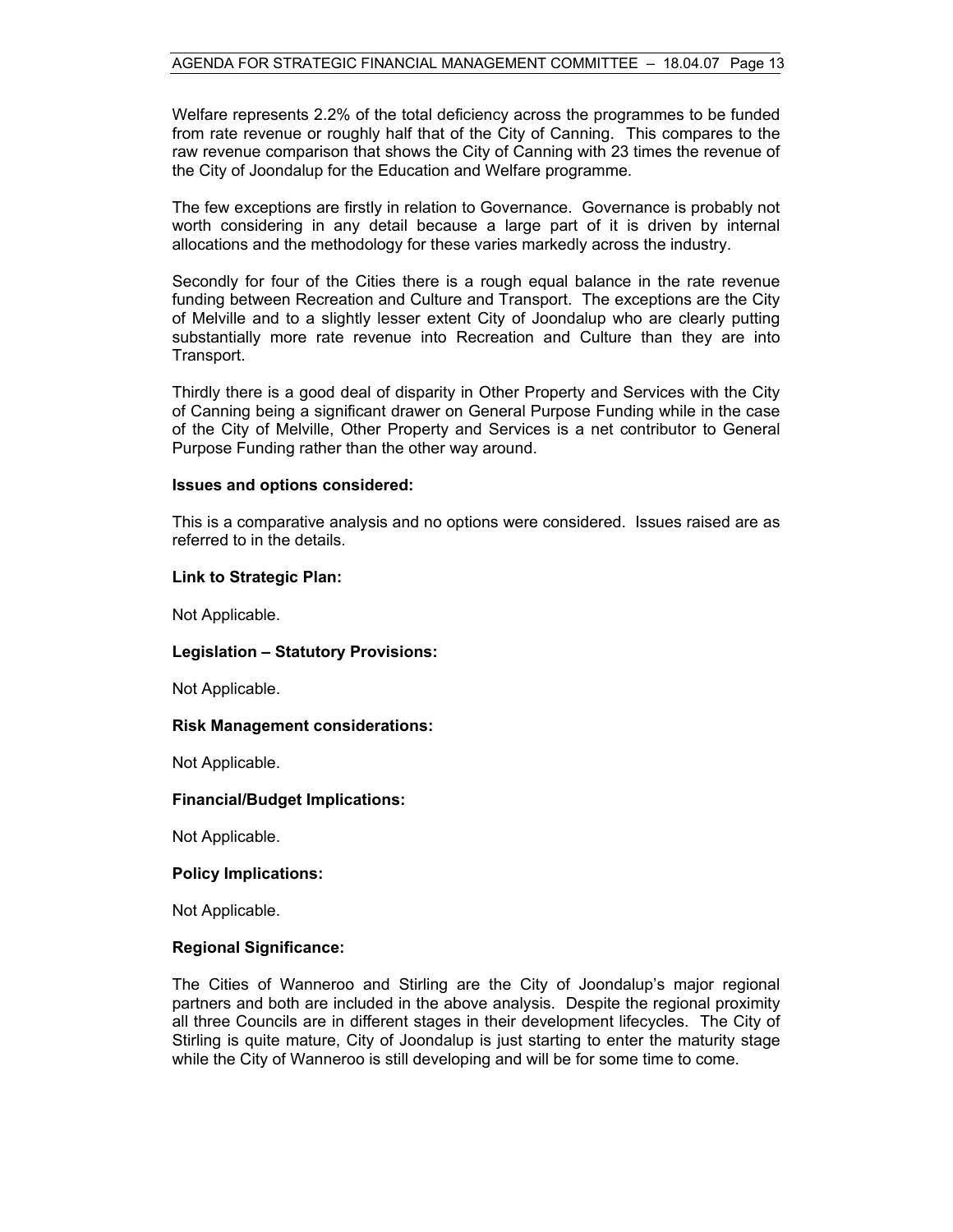Welfare represents 2.2% of the total deficiency across the programmes to be funded from rate revenue or roughly half that of the City of Canning. This compares to the raw revenue comparison that shows the City of Canning with 23 times the revenue of the City of Joondalup for the Education and Welfare programme.

The few exceptions are firstly in relation to Governance. Governance is probably not worth considering in any detail because a large part of it is driven by internal allocations and the methodology for these varies markedly across the industry.

Secondly for four of the Cities there is a rough equal balance in the rate revenue funding between Recreation and Culture and Transport. The exceptions are the City of Melville and to a slightly lesser extent City of Joondalup who are clearly putting substantially more rate revenue into Recreation and Culture than they are into Transport.

Thirdly there is a good deal of disparity in Other Property and Services with the City of Canning being a significant drawer on General Purpose Funding while in the case of the City of Melville, Other Property and Services is a net contributor to General Purpose Funding rather than the other way around.

**Issues and options considered:**

This is a comparative analysis and no options were considered. Issues raised are as referred to in the details.

**Link to Strategic Plan:**

Not Applicable.

**Legislation – Statutory Provisions:**

Not Applicable.

**Risk Management considerations:**

Not Applicable.

**Financial/Budget Implications:**

Not Applicable.

**Policy Implications:**

Not Applicable.

**Regional Significance:**

The Cities of Wanneroo and Stirling are the City of Joondalup's major regional partners and both are included in the above analysis. Despite the regional proximity all three Councils are in different stages in their development lifecycles. The City of Stirling is quite mature, City of Joondalup is just starting to enter the maturity stage while the City of Wanneroo is still developing and will be for some time to come.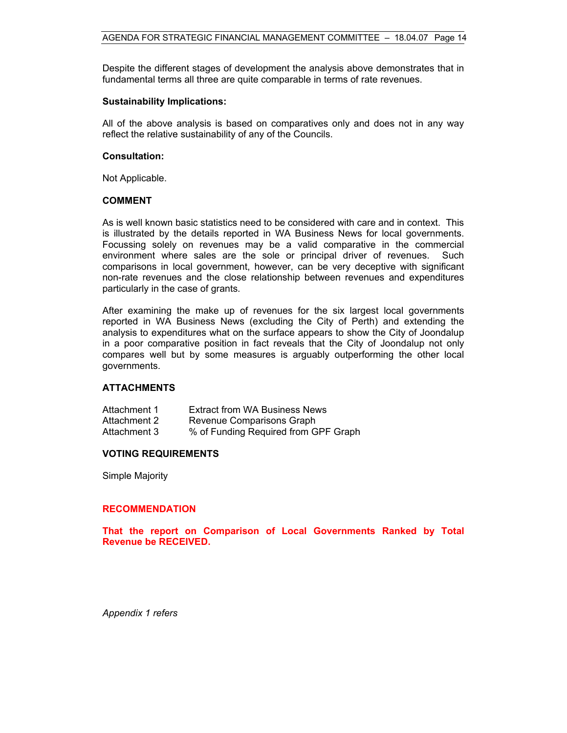Despite the different stages of development the analysis above demonstrates that in fundamental terms all three are quite comparable in terms of rate revenues.

**Sustainability Implications:**

All of the above analysis is based on comparatives only and does not in any way reflect the relative sustainability of any of the Councils.

**Consultation:**

Not Applicable.

**COMMENT**

As is well known basic statistics need to be considered with care and in context. This is illustrated by the details reported in WA Business News for local governments. Focussing solely on revenues may be a valid comparative in the commercial environment where sales are the sole or principal driver of revenues. Such comparisons in local government, however, can be very deceptive with significant non-rate revenues and the close relationship between revenues and expenditures particularly in the case of grants.

After examining the make up of revenues for the six largest local governments reported in WA Business News (excluding the City of Perth) and extending the analysis to expenditures what on the surface appears to show the City of Joondalup in a poor comparative position in fact reveals that the City of Joondalup not only compares well but by some measures is arguably outperforming the other local governments.

**ATTACHMENTS**

| | |
|---|---|
| Attachment 1 | Extract from WA Business News |
| Attachment 2 | Revenue Comparisons Graph |
| Attachment 3 | % of Funding Required from GPF Graph |

**VOTING REQUIREMENTS**

Simple Majority

**RECOMMENDATION**

**That the report on Comparison of Local Governments Ranked by Total Revenue be RECEIVED.**

*Appendix 1 refers*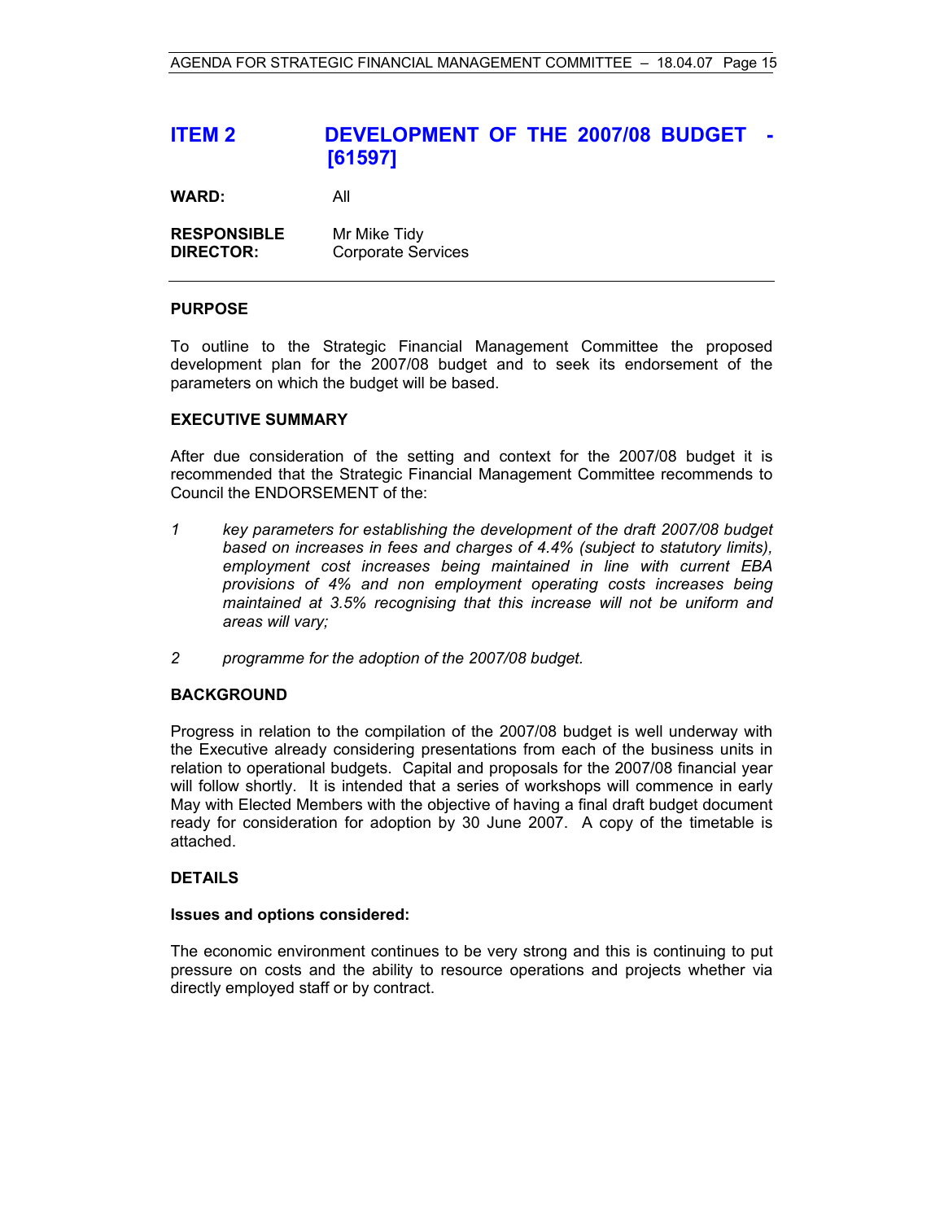## ITEM 2 DEVELOPMENT OF THE 2007/08 BUDGET - [61597]

**WARD:** All

**RESPONSIBLE DIRECTOR:** Mr Mike Tidy
Corporate Services

### PURPOSE

To outline to the Strategic Financial Management Committee the proposed development plan for the 2007/08 budget and to seek its endorsement of the parameters on which the budget will be based.

### EXECUTIVE SUMMARY

After due consideration of the setting and context for the 2007/08 budget it is recommended that the Strategic Financial Management Committee recommends to Council the ENDORSEMENT of the:

1. *key parameters for establishing the development of the draft 2007/08 budget based on increases in fees and charges of 4.4% (subject to statutory limits), employment cost increases being maintained in line with current EBA provisions of 4% and non employment operating costs increases being maintained at 3.5% recognising that this increase will not be uniform and areas will vary;*

2. *programme for the adoption of the 2007/08 budget.*

### BACKGROUND

Progress in relation to the compilation of the 2007/08 budget is well underway with the Executive already considering presentations from each of the business units in relation to operational budgets. Capital and proposals for the 2007/08 financial year will follow shortly. It is intended that a series of workshops will commence in early May with Elected Members with the objective of having a final draft budget document ready for consideration for adoption by 30 June 2007. A copy of the timetable is attached.

### DETAILS

**Issues and options considered:**

The economic environment continues to be very strong and this is continuing to put pressure on costs and the ability to resource operations and projects whether via directly employed staff or by contract.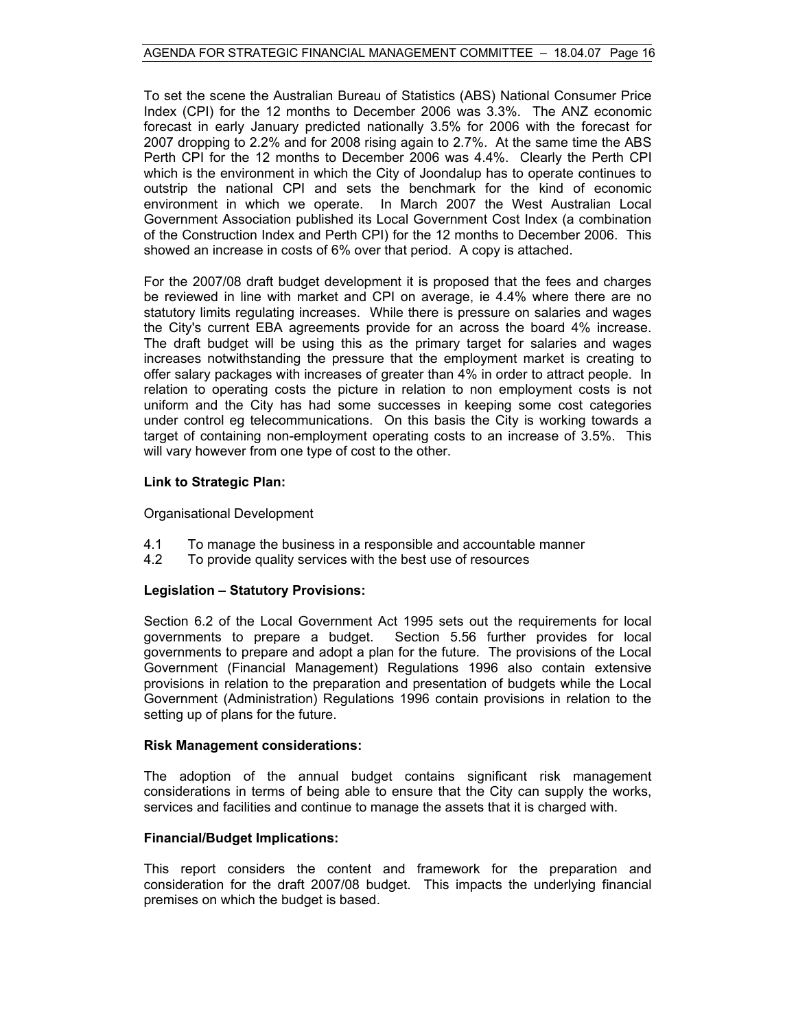To set the scene the Australian Bureau of Statistics (ABS) National Consumer Price Index (CPI) for the 12 months to December 2006 was 3.3%. The ANZ economic forecast in early January predicted nationally 3.5% for 2006 with the forecast for 2007 dropping to 2.2% and for 2008 rising again to 2.7%. At the same time the ABS Perth CPI for the 12 months to December 2006 was 4.4%. Clearly the Perth CPI which is the environment in which the City of Joondalup has to operate continues to outstrip the national CPI and sets the benchmark for the kind of economic environment in which we operate. In March 2007 the West Australian Local Government Association published its Local Government Cost Index (a combination of the Construction Index and Perth CPI) for the 12 months to December 2006. This showed an increase in costs of 6% over that period. A copy is attached.

For the 2007/08 draft budget development it is proposed that the fees and charges be reviewed in line with market and CPI on average, ie 4.4% where there are no statutory limits regulating increases. While there is pressure on salaries and wages the City's current EBA agreements provide for an across the board 4% increase. The draft budget will be using this as the primary target for salaries and wages increases notwithstanding the pressure that the employment market is creating to offer salary packages with increases of greater than 4% in order to attract people. In relation to operating costs the picture in relation to non employment costs is not uniform and the City has had some successes in keeping some cost categories under control eg telecommunications. On this basis the City is working towards a target of containing non-employment operating costs to an increase of 3.5%. This will vary however from one type of cost to the other.

**Link to Strategic Plan:**

Organisational Development

4.1 To manage the business in a responsible and accountable manner
4.2 To provide quality services with the best use of resources

**Legislation – Statutory Provisions:**

Section 6.2 of the Local Government Act 1995 sets out the requirements for local governments to prepare a budget. Section 5.56 further provides for local governments to prepare and adopt a plan for the future. The provisions of the Local Government (Financial Management) Regulations 1996 also contain extensive provisions in relation to the preparation and presentation of budgets while the Local Government (Administration) Regulations 1996 contain provisions in relation to the setting up of plans for the future.

**Risk Management considerations:**

The adoption of the annual budget contains significant risk management considerations in terms of being able to ensure that the City can supply the works, services and facilities and continue to manage the assets that it is charged with.

**Financial/Budget Implications:**

This report considers the content and framework for the preparation and consideration for the draft 2007/08 budget. This impacts the underlying financial premises on which the budget is based.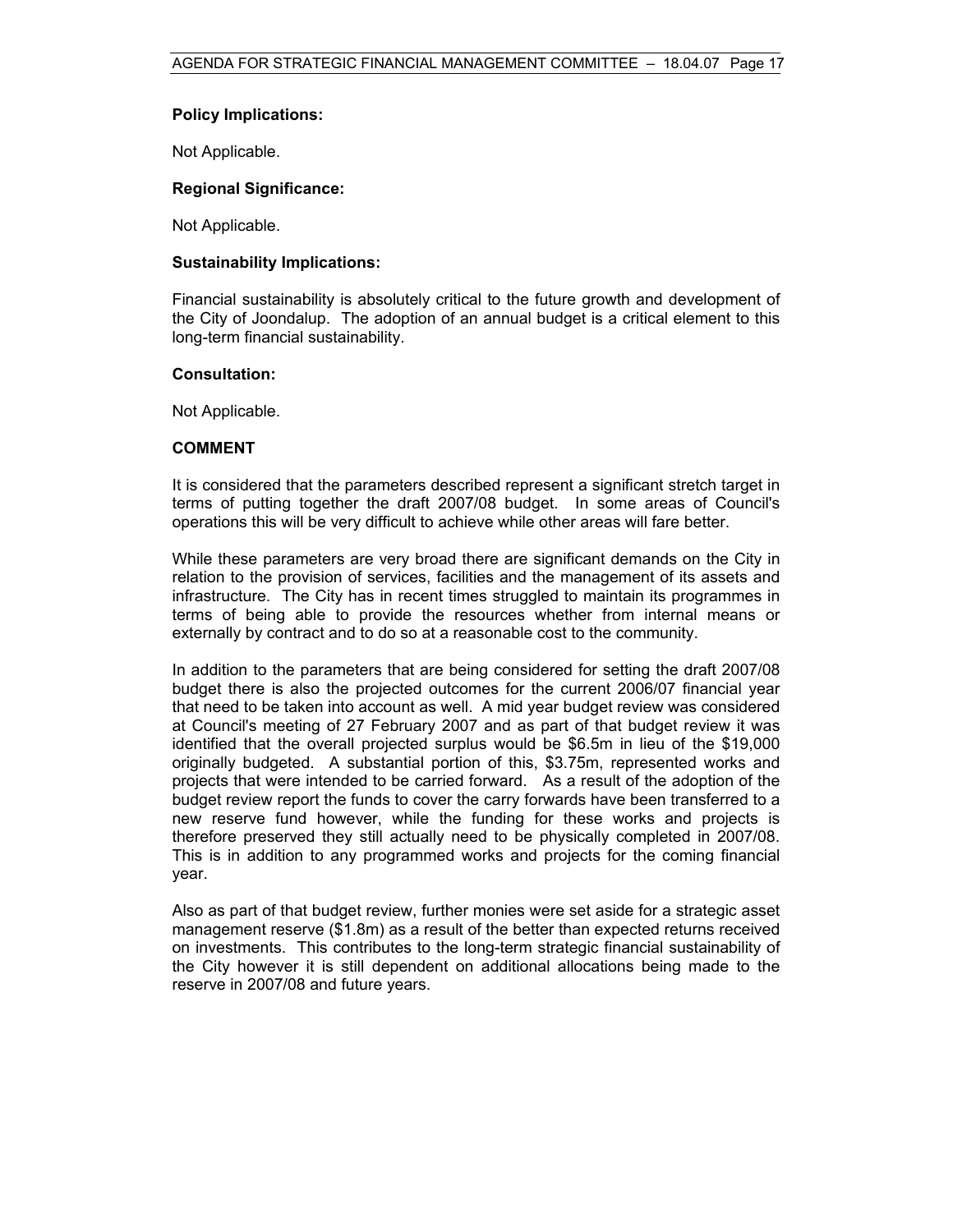**Policy Implications:**

Not Applicable.

**Regional Significance:**

Not Applicable.

**Sustainability Implications:**

Financial sustainability is absolutely critical to the future growth and development of the City of Joondalup. The adoption of an annual budget is a critical element to this long-term financial sustainability.

**Consultation:**

Not Applicable.

**COMMENT**

It is considered that the parameters described represent a significant stretch target in terms of putting together the draft 2007/08 budget. In some areas of Council's operations this will be very difficult to achieve while other areas will fare better.

While these parameters are very broad there are significant demands on the City in relation to the provision of services, facilities and the management of its assets and infrastructure. The City has in recent times struggled to maintain its programmes in terms of being able to provide the resources whether from internal means or externally by contract and to do so at a reasonable cost to the community.

In addition to the parameters that are being considered for setting the draft 2007/08 budget there is also the projected outcomes for the current 2006/07 financial year that need to be taken into account as well. A mid year budget review was considered at Council's meeting of 27 February 2007 and as part of that budget review it was identified that the overall projected surplus would be $6.5m in lieu of the $19,000 originally budgeted. A substantial portion of this, $3.75m, represented works and projects that were intended to be carried forward. As a result of the adoption of the budget review report the funds to cover the carry forwards have been transferred to a new reserve fund however, while the funding for these works and projects is therefore preserved they still actually need to be physically completed in 2007/08. This is in addition to any programmed works and projects for the coming financial year.

Also as part of that budget review, further monies were set aside for a strategic asset management reserve ($1.8m) as a result of the better than expected returns received on investments. This contributes to the long-term strategic financial sustainability of the City however it is still dependent on additional allocations being made to the reserve in 2007/08 and future years.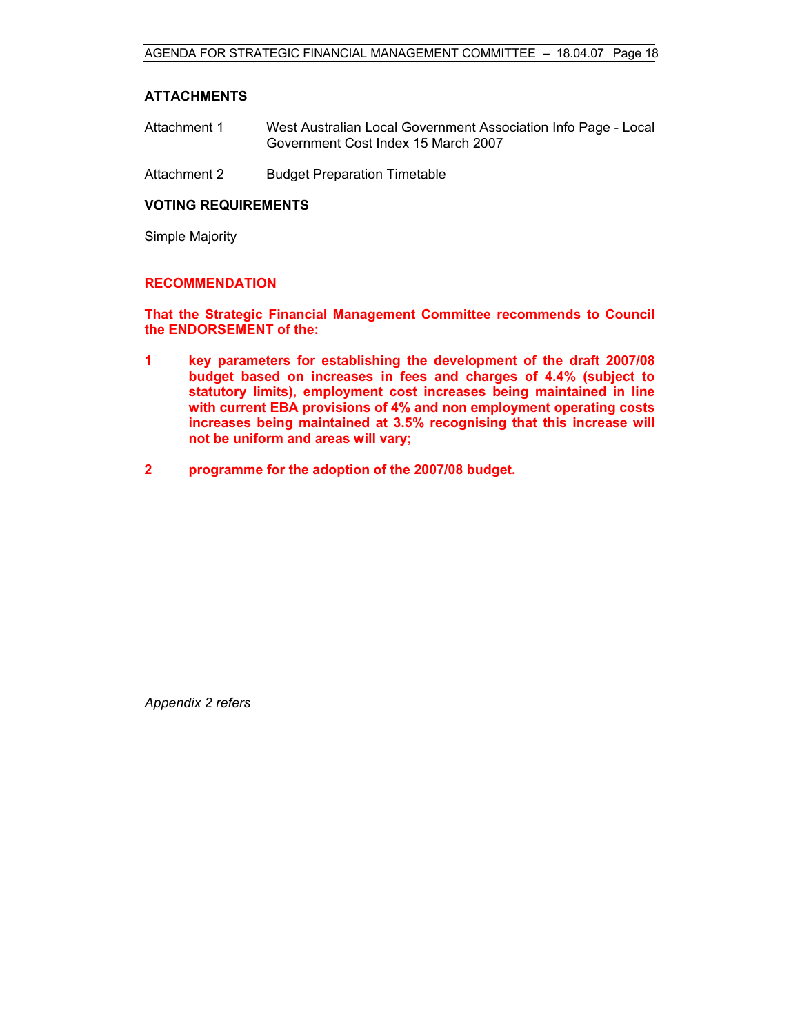### ATTACHMENTS

Attachment 1 West Australian Local Government Association Info Page - Local Government Cost Index 15 March 2007

Attachment 2 Budget Preparation Timetable

### VOTING REQUIREMENTS

Simple Majority

### RECOMMENDATION

**That the Strategic Financial Management Committee recommends to Council the ENDORSEMENT of the:**

**1 key parameters for establishing the development of the draft 2007/08 budget based on increases in fees and charges of 4.4% (subject to statutory limits), employment cost increases being maintained in line with current EBA provisions of 4% and non employment operating costs increases being maintained at 3.5% recognising that this increase will not be uniform and areas will vary;**

**2 programme for the adoption of the 2007/08 budget.**

*Appendix 2 refers*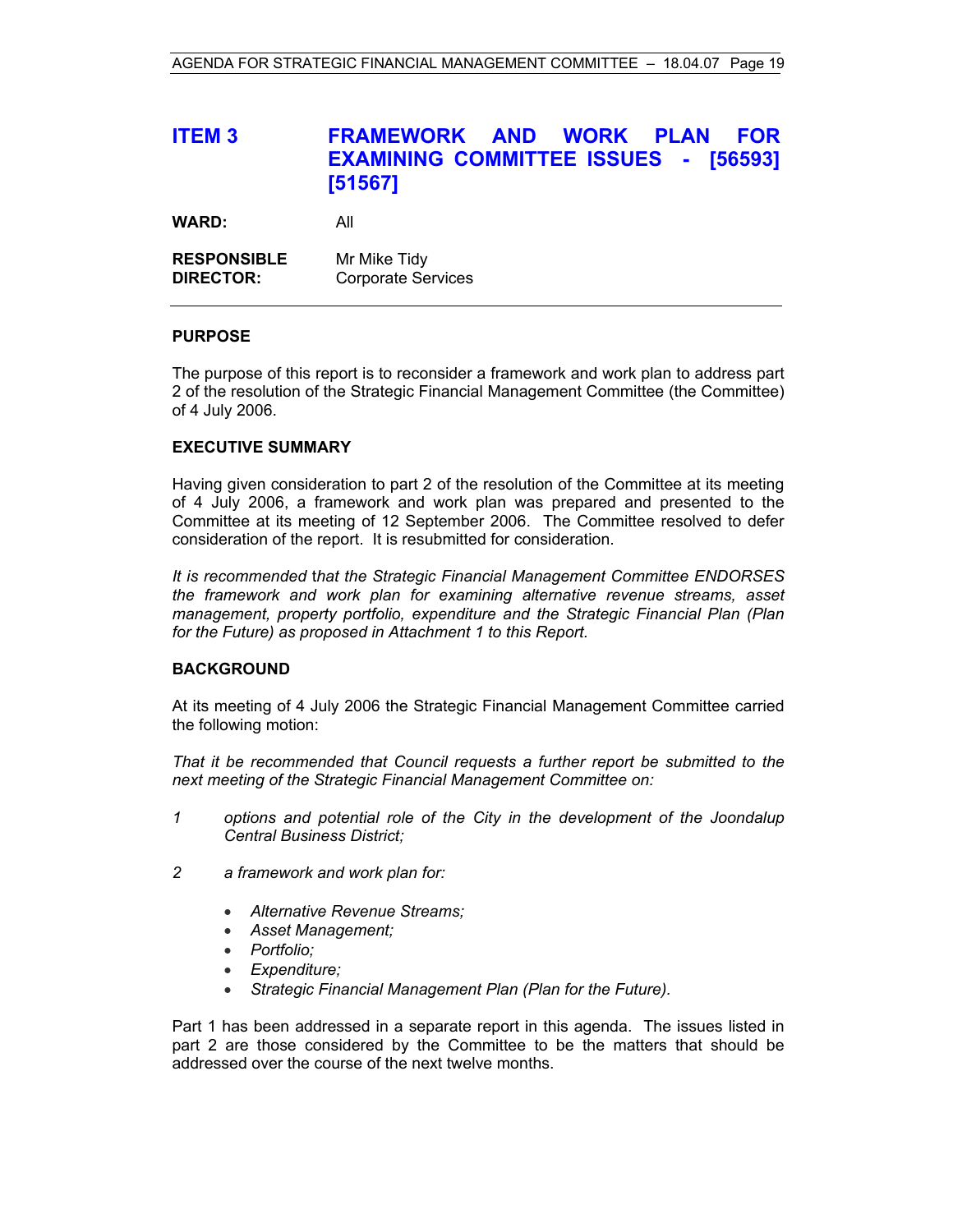# ITEM 3 FRAMEWORK AND WORK PLAN FOR EXAMINING COMMITTEE ISSUES - [56593] [51567]

**WARD:** All

**RESPONSIBLE DIRECTOR:** Mr Mike Tidy
Corporate Services

---

## PURPOSE

The purpose of this report is to reconsider a framework and work plan to address part 2 of the resolution of the Strategic Financial Management Committee (the Committee) of 4 July 2006.

## EXECUTIVE SUMMARY

Having given consideration to part 2 of the resolution of the Committee at its meeting of 4 July 2006, a framework and work plan was prepared and presented to the Committee at its meeting of 12 September 2006. The Committee resolved to defer consideration of the report. It is resubmitted for consideration.

*It is recommended that the Strategic Financial Management Committee ENDORSES the framework and work plan for examining alternative revenue streams, asset management, property portfolio, expenditure and the Strategic Financial Plan (Plan for the Future) as proposed in Attachment 1 to this Report.*

## BACKGROUND

At its meeting of 4 July 2006 the Strategic Financial Management Committee carried the following motion:

*That it be recommended that Council requests a further report be submitted to the next meeting of the Strategic Financial Management Committee on:*

*1 options and potential role of the City in the development of the Joondalup Central Business District;*

*2 a framework and work plan for:*

- *Alternative Revenue Streams;*
- *Asset Management;*
- *Portfolio;*
- *Expenditure;*
- *Strategic Financial Management Plan (Plan for the Future).*

Part 1 has been addressed in a separate report in this agenda. The issues listed in part 2 are those considered by the Committee to be the matters that should be addressed over the course of the next twelve months.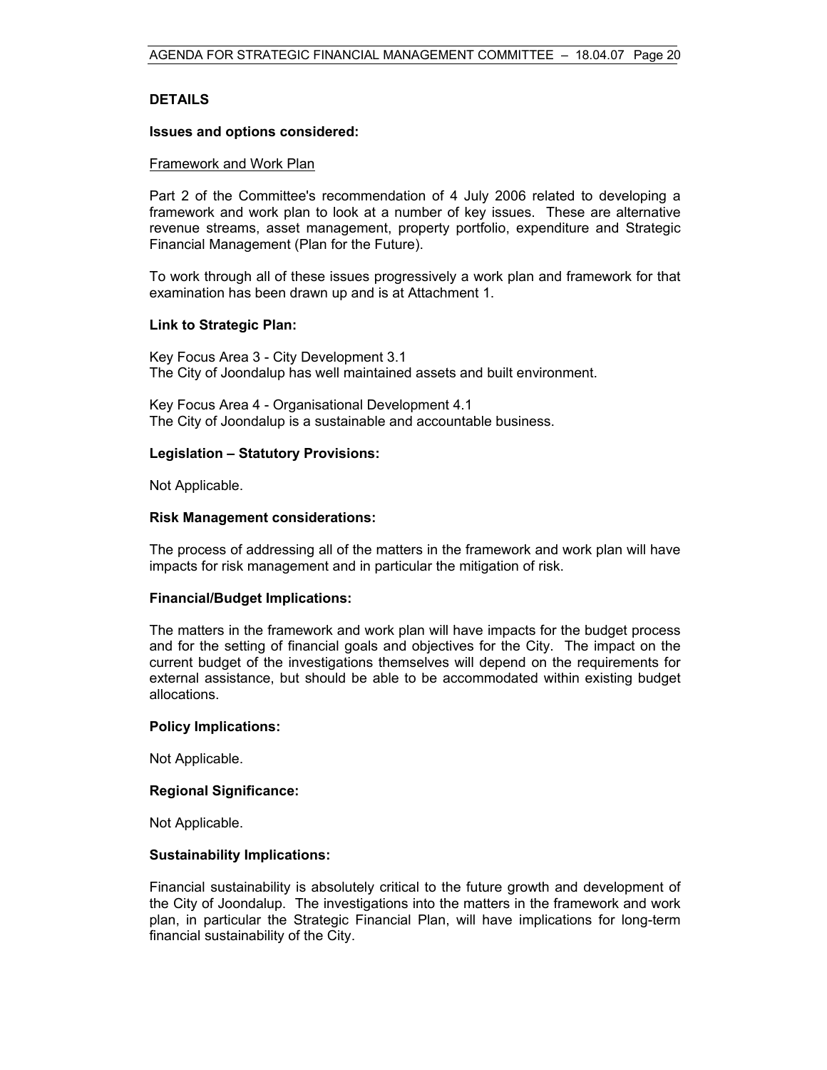## DETAILS

### Issues and options considered:

Framework and Work Plan

Part 2 of the Committee's recommendation of 4 July 2006 related to developing a framework and work plan to look at a number of key issues. These are alternative revenue streams, asset management, property portfolio, expenditure and Strategic Financial Management (Plan for the Future).

To work through all of these issues progressively a work plan and framework for that examination has been drawn up and is at Attachment 1.

### Link to Strategic Plan:

Key Focus Area 3 - City Development 3.1
The City of Joondalup has well maintained assets and built environment.

Key Focus Area 4 - Organisational Development 4.1
The City of Joondalup is a sustainable and accountable business.

### Legislation – Statutory Provisions:

Not Applicable.

### Risk Management considerations:

The process of addressing all of the matters in the framework and work plan will have impacts for risk management and in particular the mitigation of risk.

### Financial/Budget Implications:

The matters in the framework and work plan will have impacts for the budget process and for the setting of financial goals and objectives for the City. The impact on the current budget of the investigations themselves will depend on the requirements for external assistance, but should be able to be accommodated within existing budget allocations.

### Policy Implications:

Not Applicable.

### Regional Significance:

Not Applicable.

### Sustainability Implications:

Financial sustainability is absolutely critical to the future growth and development of the City of Joondalup. The investigations into the matters in the framework and work plan, in particular the Strategic Financial Plan, will have implications for long-term financial sustainability of the City.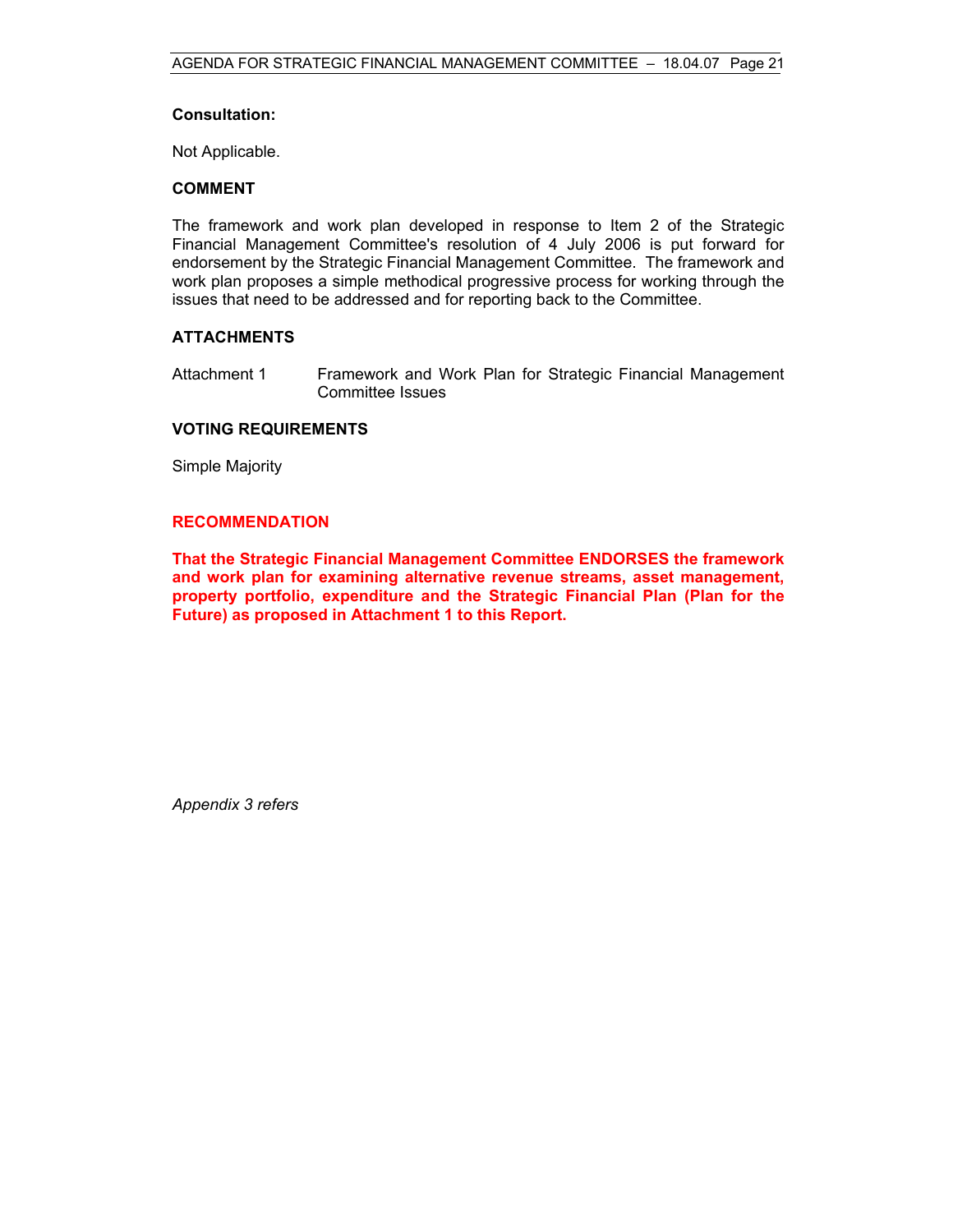**Consultation:**

Not Applicable.

**COMMENT**

The framework and work plan developed in response to Item 2 of the Strategic Financial Management Committee's resolution of 4 July 2006 is put forward for endorsement by the Strategic Financial Management Committee. The framework and work plan proposes a simple methodical progressive process for working through the issues that need to be addressed and for reporting back to the Committee.

**ATTACHMENTS**

Attachment 1 Framework and Work Plan for Strategic Financial Management Committee Issues

**VOTING REQUIREMENTS**

Simple Majority

**RECOMMENDATION**

**That the Strategic Financial Management Committee ENDORSES the framework and work plan for examining alternative revenue streams, asset management, property portfolio, expenditure and the Strategic Financial Plan (Plan for the Future) as proposed in Attachment 1 to this Report.**

*Appendix 3 refers*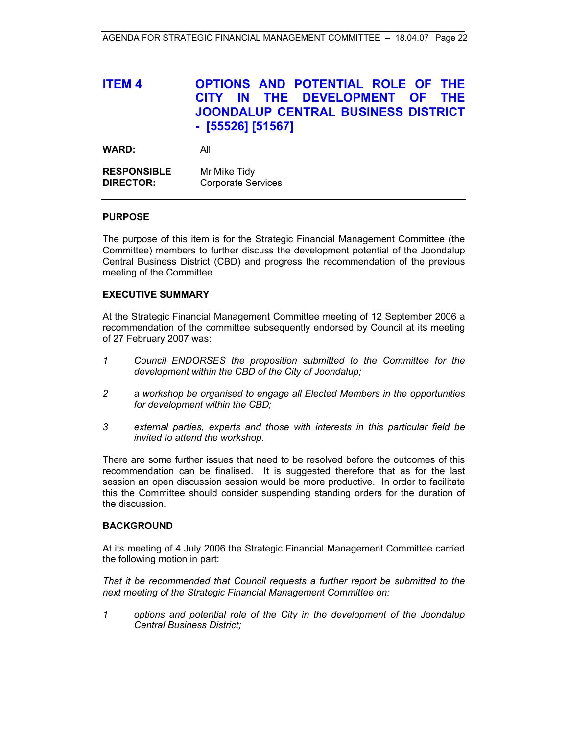## ITEM 4 OPTIONS AND POTENTIAL ROLE OF THE CITY IN THE DEVELOPMENT OF THE JOONDALUP CENTRAL BUSINESS DISTRICT - [55526] [51567]

**WARD:** All

**RESPONSIBLE DIRECTOR:** Mr Mike Tidy
Corporate Services

---

**PURPOSE**

The purpose of this item is for the Strategic Financial Management Committee (the Committee) members to further discuss the development potential of the Joondalup Central Business District (CBD) and progress the recommendation of the previous meeting of the Committee.

**EXECUTIVE SUMMARY**

At the Strategic Financial Management Committee meeting of 12 September 2006 a recommendation of the committee subsequently endorsed by Council at its meeting of 27 February 2007 was:

1. *Council ENDORSES the proposition submitted to the Committee for the development within the CBD of the City of Joondalup;*

2. *a workshop be organised to engage all Elected Members in the opportunities for development within the CBD;*

3. *external parties, experts and those with interests in this particular field be invited to attend the workshop.*

There are some further issues that need to be resolved before the outcomes of this recommendation can be finalised. It is suggested therefore that as for the last session an open discussion session would be more productive. In order to facilitate this the Committee should consider suspending standing orders for the duration of the discussion.

**BACKGROUND**

At its meeting of 4 July 2006 the Strategic Financial Management Committee carried the following motion in part:

*That it be recommended that Council requests a further report be submitted to the next meeting of the Strategic Financial Management Committee on:*

1. *options and potential role of the City in the development of the Joondalup Central Business District;*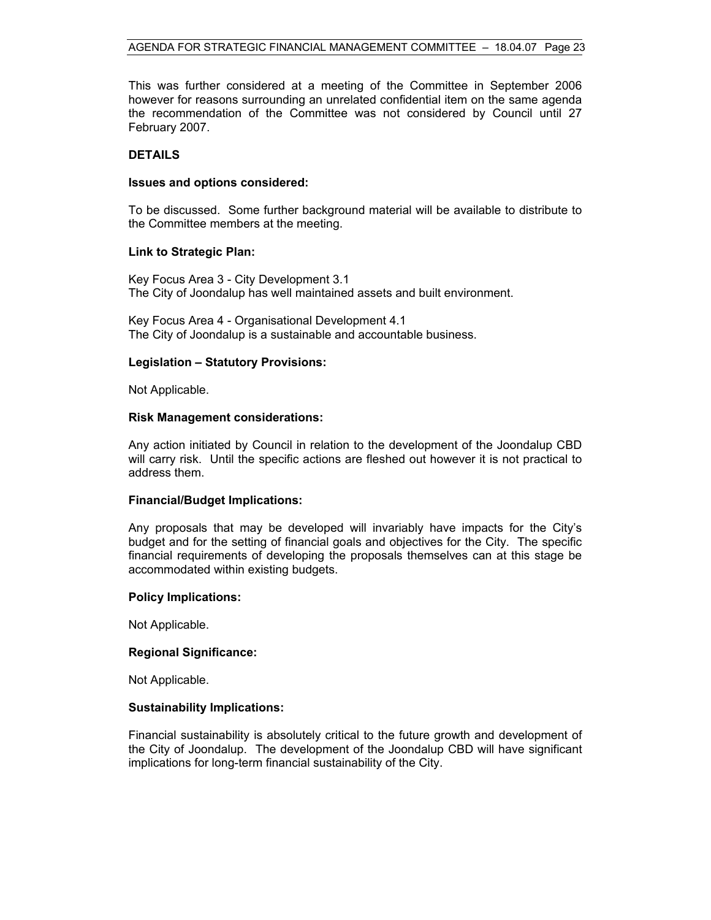This was further considered at a meeting of the Committee in September 2006 however for reasons surrounding an unrelated confidential item on the same agenda the recommendation of the Committee was not considered by Council until 27 February 2007.

**DETAILS**

**Issues and options considered:**

To be discussed. Some further background material will be available to distribute to the Committee members at the meeting.

**Link to Strategic Plan:**

Key Focus Area 3 - City Development 3.1
The City of Joondalup has well maintained assets and built environment.

Key Focus Area 4 - Organisational Development 4.1
The City of Joondalup is a sustainable and accountable business.

**Legislation – Statutory Provisions:**

Not Applicable.

**Risk Management considerations:**

Any action initiated by Council in relation to the development of the Joondalup CBD will carry risk. Until the specific actions are fleshed out however it is not practical to address them.

**Financial/Budget Implications:**

Any proposals that may be developed will invariably have impacts for the City's budget and for the setting of financial goals and objectives for the City. The specific financial requirements of developing the proposals themselves can at this stage be accommodated within existing budgets.

**Policy Implications:**

Not Applicable.

**Regional Significance:**

Not Applicable.

**Sustainability Implications:**

Financial sustainability is absolutely critical to the future growth and development of the City of Joondalup. The development of the Joondalup CBD will have significant implications for long-term financial sustainability of the City.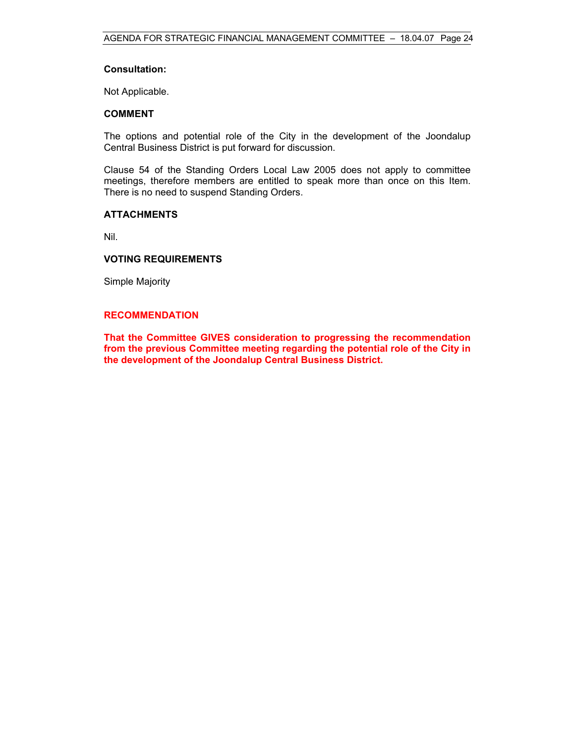**Consultation:**

Not Applicable.

### COMMENT

The options and potential role of the City in the development of the Joondalup Central Business District is put forward for discussion.

Clause 54 of the Standing Orders Local Law 2005 does not apply to committee meetings, therefore members are entitled to speak more than once on this Item. There is no need to suspend Standing Orders.

### ATTACHMENTS

Nil.

### VOTING REQUIREMENTS

Simple Majority

### RECOMMENDATION

**That the Committee GIVES consideration to progressing the recommendation from the previous Committee meeting regarding the potential role of the City in the development of the Joondalup Central Business District.**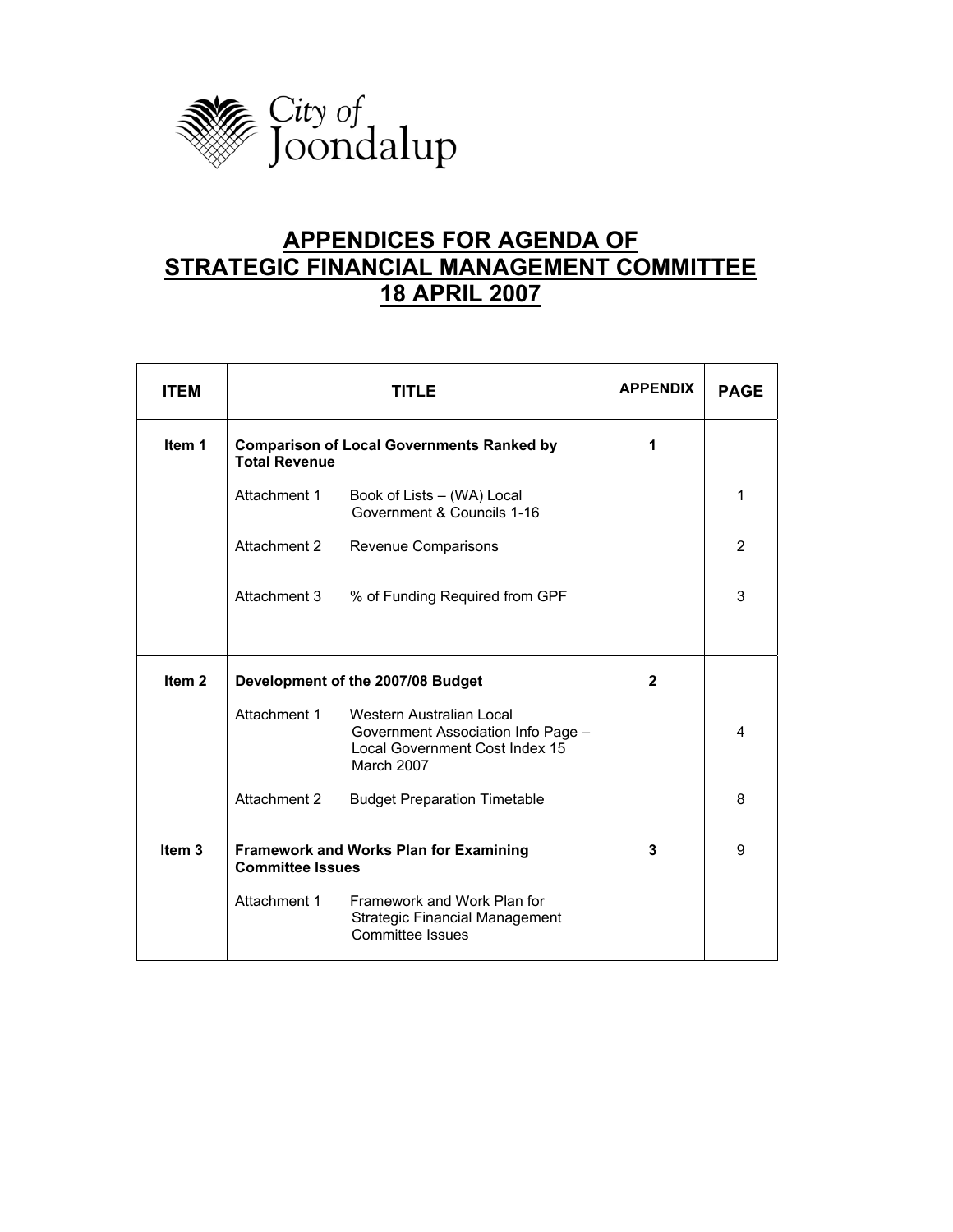City of Joondalup

# APPENDICES FOR AGENDA OF STRATEGIC FINANCIAL MANAGEMENT COMMITTEE 18 APRIL 2007

| ITEM | TITLE | | APPENDIX | PAGE |
|---|---|---|---|---|
| Item 1 | **Comparison of Local Governments Ranked by Total Revenue** | | 1 | |
| | Attachment 1 | Book of Lists – (WA) Local Government & Councils 1-16 | | 1 |
| | Attachment 2 | Revenue Comparisons | | 2 |
| | Attachment 3 | % of Funding Required from GPF | | 3 |
| Item 2 | **Development of the 2007/08 Budget** | | 2 | |
| | Attachment 1 | Western Australian Local Government Association Info Page – Local Government Cost Index 15 March 2007 | | 4 |
| | Attachment 2 | Budget Preparation Timetable | | 8 |
| Item 3 | **Framework and Works Plan for Examining Committee Issues** | | 3 | 9 |
| | Attachment 1 | Framework and Work Plan for Strategic Financial Management Committee Issues | | |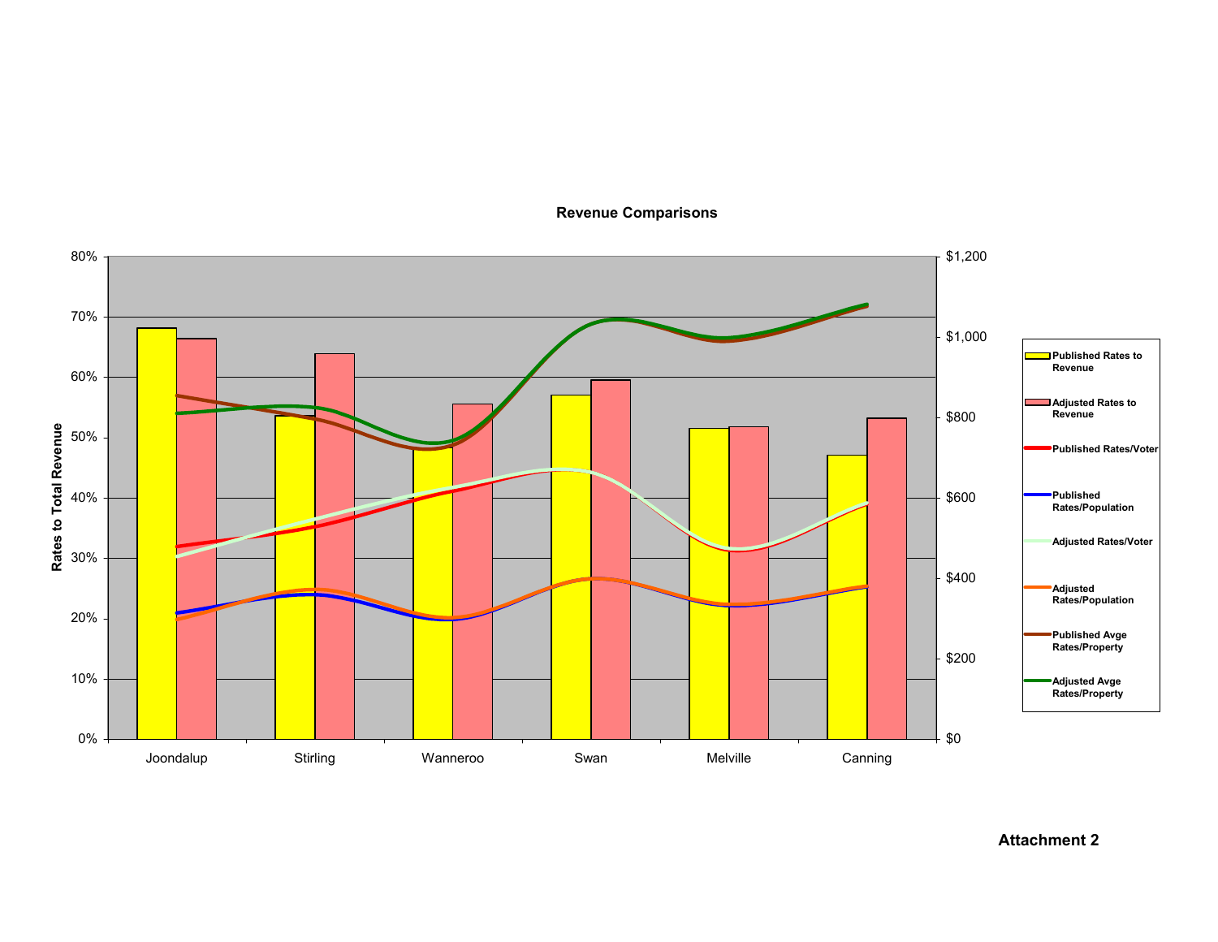Revenue Comparisons

Rates to Total Revenue

80%
70%
60%
50%
40%
30%
20%
10%
0%

$1,200
$1,000
$800
$600
$400
$200
$0

Joondalup
Stirling
Wanneroo
Swan
Melville
Canning

Published Rates to Revenue
Adjusted Rates to Revenue
Published Rates/Voter
Published Rates/Population
Adjusted Rates/Voter
Adjusted Rates/Population
Published Avge Rates/Property
Adjusted Avge Rates/Property

**Attachment 2**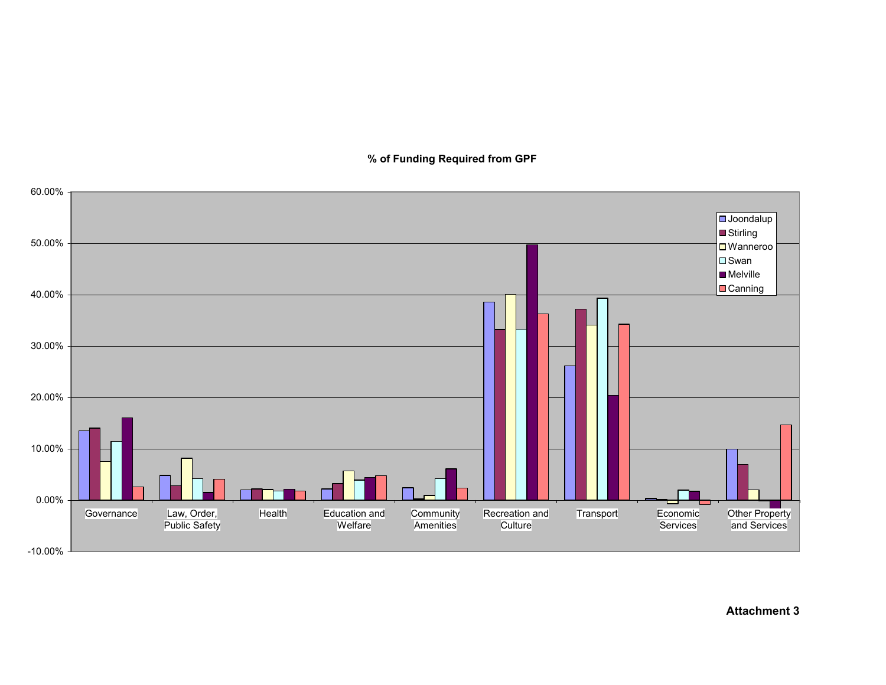% of Funding Required from GPF

60.00%
50.00%
40.00%
30.00%
20.00%
10.00%
0.00%
-10.00%

Joondalup
Stirling
Wanneroo
Swan
Melville
Canning

Governance
Law, Order, Public Safety
Health
Education and Welfare
Community Amenities
Recreation and Culture
Transport
Economic Services
Other Property and Services

**Attachment 3**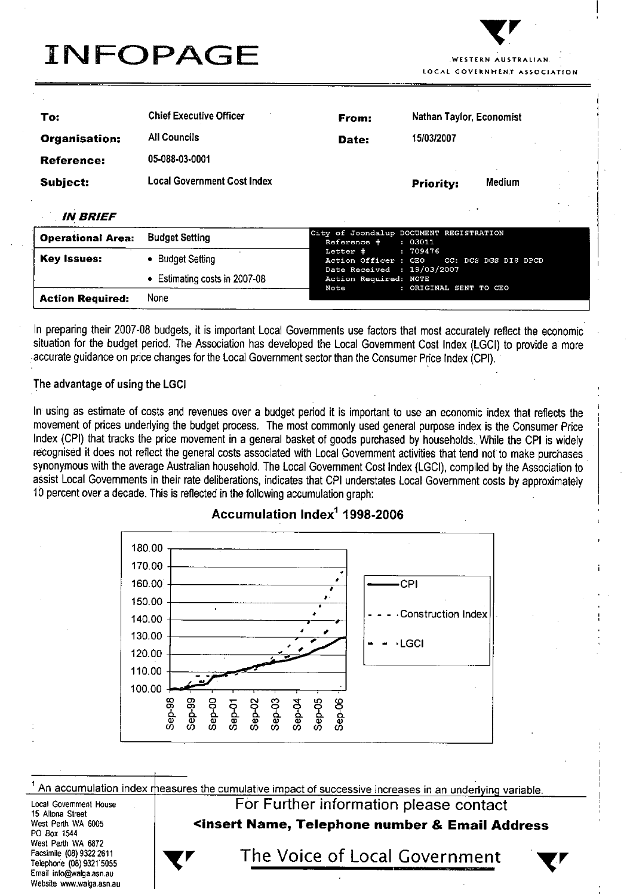# INFOPAGE

WESTERN AUSTRALIAN LOCAL GOVERNMENT ASSOCIATION

| | | | |
|---|---|---|---|
| **To:** | Chief Executive Officer | **From:** | Nathan Taylor, Economist |
| **Organisation:** | All Councils | **Date:** | 15/03/2007 |
| **Reference:** | 05-088-03-0001 | | |
| **Subject:** | Local Government Cost Index | **Priority:** | Medium |

***IN BRIEF***

| | |
|---|---|
| **Operational Area:** | Budget Setting |
| **Key Issues:** | • Budget Setting<br>• Estimating costs in 2007-08 |
| **Action Required:** | None |

```
City of Joondalup DOCUMENT REGISTRATION
Reference #       : 03011
Letter #          : 709476
Action Officer : CEO     CC: DCS DGS DIS DPCD
Date Received  : 19/03/2007
Action Required: NOTE
Note           : ORIGINAL SENT TO CEO
```

In preparing their 2007-08 budgets, it is important Local Governments use factors that most accurately reflect the economic situation for the budget period. The Association has developed the Local Government Cost Index (LGCI) to provide a more accurate guidance on price changes for the Local Government sector than the Consumer Price Index (CPI).

## The advantage of using the LGCI

In using as estimate of costs and revenues over a budget period it is important to use an economic index that reflects the movement of prices underlying the budget process. The most commonly used general purpose index is the Consumer Price Index (CPI) that tracks the price movement in a general basket of goods purchased by households. While the CPI is widely recognised it does not reflect the general costs associated with Local Government activities that tend not to make purchases synonymous with the average Australian household. The Local Government Cost Index (LGCI), compiled by the Association to assist Local Governments in their rate deliberations, indicates that CPI understates Local Government costs by approximately 10 percent over a decade. This is reflected in the following accumulation graph:

**Accumulation Index[1] 1998-2006**

180.00
170.00
160.00
150.00
140.00
130.00
120.00
110.00
100.00

Sep-98 Sep-99 Sep-00 Sep-01 Sep-02 Sep-03 Sep-04 Sep-05 Sep-06

CPI
Construction Index
LGCI

[1] An accumulation index measures the cumulative impact of successive increases in an underlying variable.

Local Government House
15 Altona Street
West Perth WA 6005
PO Box 1544
West Perth WA 6872
Facsimile (08) 9322 2611
Telephone (08) 9321 5055
Email info@walga.asn.au
Website www.walga.asn.au

For Further information please contact

**<insert Name, Telephone number & Email Address**

The Voice of Local Government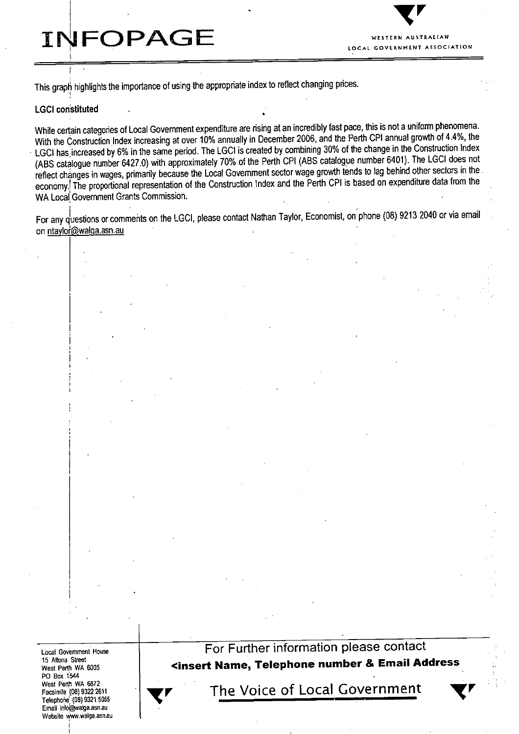# INFOPAGE

WESTERN AUSTRALIAN LOCAL GOVERNMENT ASSOCIATION

This graph highlights the importance of using the appropriate index to reflect changing prices.

**LGCI constituted**

While certain categories of Local Government expenditure are rising at an incredibly fast pace, this is not a uniform phenomena. With the Construction Index increasing at over 10% annually in December 2006, and the Perth CPI annual growth of 4.4%, the LGCI has increased by 6% in the same period. The LGCI is created by combining 30% of the change in the Construction Index (ABS catalogue number 6427.0) with approximately 70% of the Perth CPI (ABS catalogue number 6401). The LGCI does not reflect changes in wages, primarily because the Local Government sector wage growth tends to lag behind other sectors in the economy. The proportional representation of the Construction Index and the Perth CPI is based on expenditure data from the WA Local Government Grants Commission.

For any questions or comments on the LGCI, please contact Nathan Taylor, Economist, on phone (08) 9213 2040 or via email on ntaylor@walga.asn.au

Local Government House
15 Altona Street
West Perth WA 6005
PO Box 1544
West Perth WA 6872
Facsimile (08) 9322 2611
Telephone (08) 9321 5055
Email info@walga.asn.au
Website www.walga.asn.au

For Further information please contact
**<insert Name, Telephone number & Email Address**

The Voice of Local Government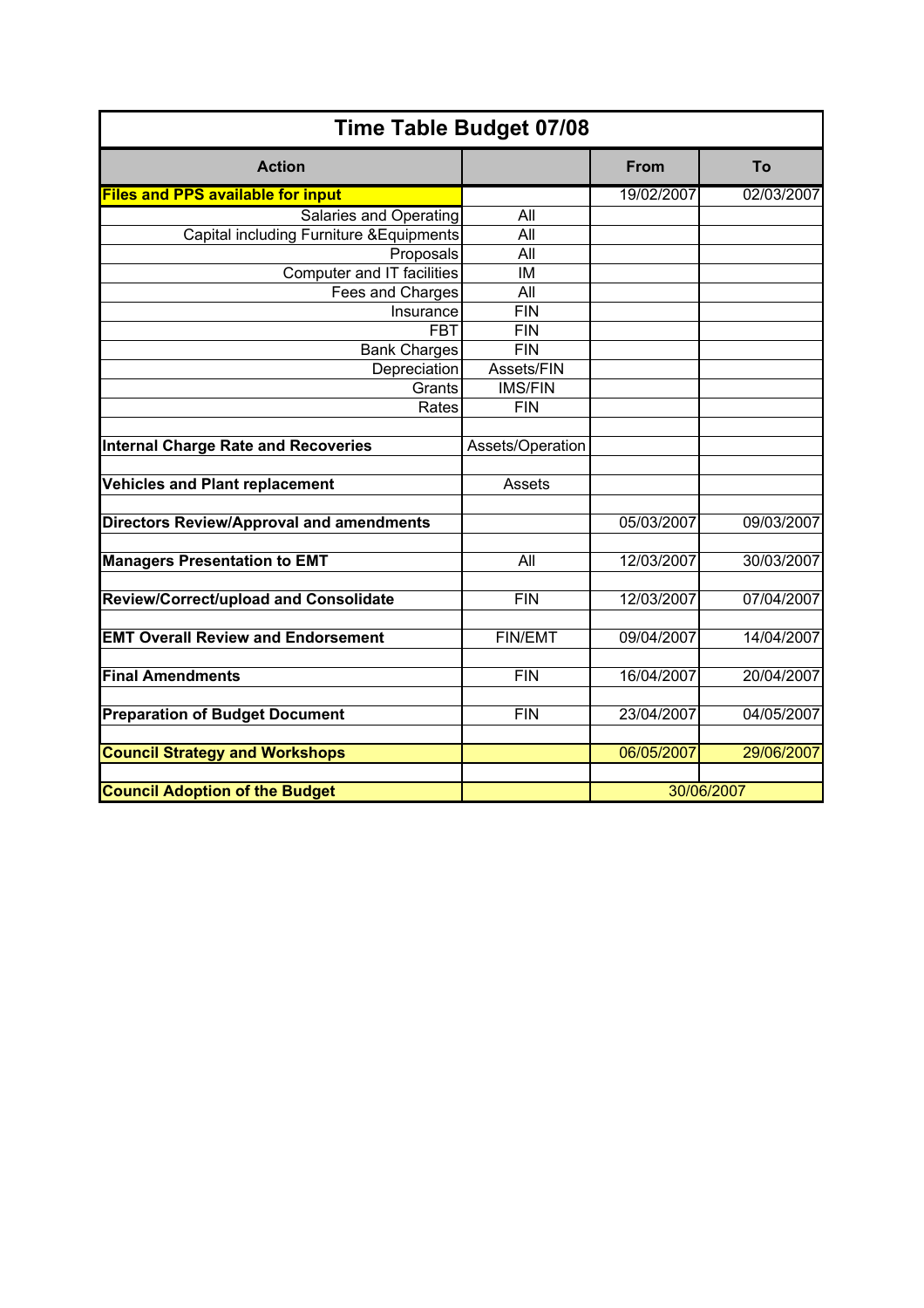# Time Table Budget 07/08

| Action | | From | To |
|---|---|---|---|
| **Files and PPS available for input** | | 19/02/2007 | 02/03/2007 |
| Salaries and Operating | All | | |
| Capital including Furniture &Equipments | All | | |
| Proposals | All | | |
| Computer and IT facilities | IM | | |
| Fees and Charges | All | | |
| Insurance | FIN | | |
| FBT | FIN | | |
| Bank Charges | FIN | | |
| Depreciation | Assets/FIN | | |
| Grants | IMS/FIN | | |
| Rates | FIN | | |
| | | | |
| **Internal Charge Rate and Recoveries** | Assets/Operation | | |
| | | | |
| **Vehicles and Plant replacement** | Assets | | |
| | | | |
| **Directors Review/Approval and amendments** | | 05/03/2007 | 09/03/2007 |
| | | | |
| **Managers Presentation to EMT** | All | 12/03/2007 | 30/03/2007 |
| | | | |
| **Review/Correct/upload and Consolidate** | FIN | 12/03/2007 | 07/04/2007 |
| | | | |
| **EMT Overall Review and Endorsement** | FIN/EMT | 09/04/2007 | 14/04/2007 |
| | | | |
| **Final Amendments** | FIN | 16/04/2007 | 20/04/2007 |
| | | | |
| **Preparation of Budget Document** | FIN | 23/04/2007 | 04/05/2007 |
| | | | |
| **Council Strategy and Workshops** | | 06/05/2007 | 29/06/2007 |
| | | | |
| **Council Adoption of the Budget** | | 30/06/2007 | |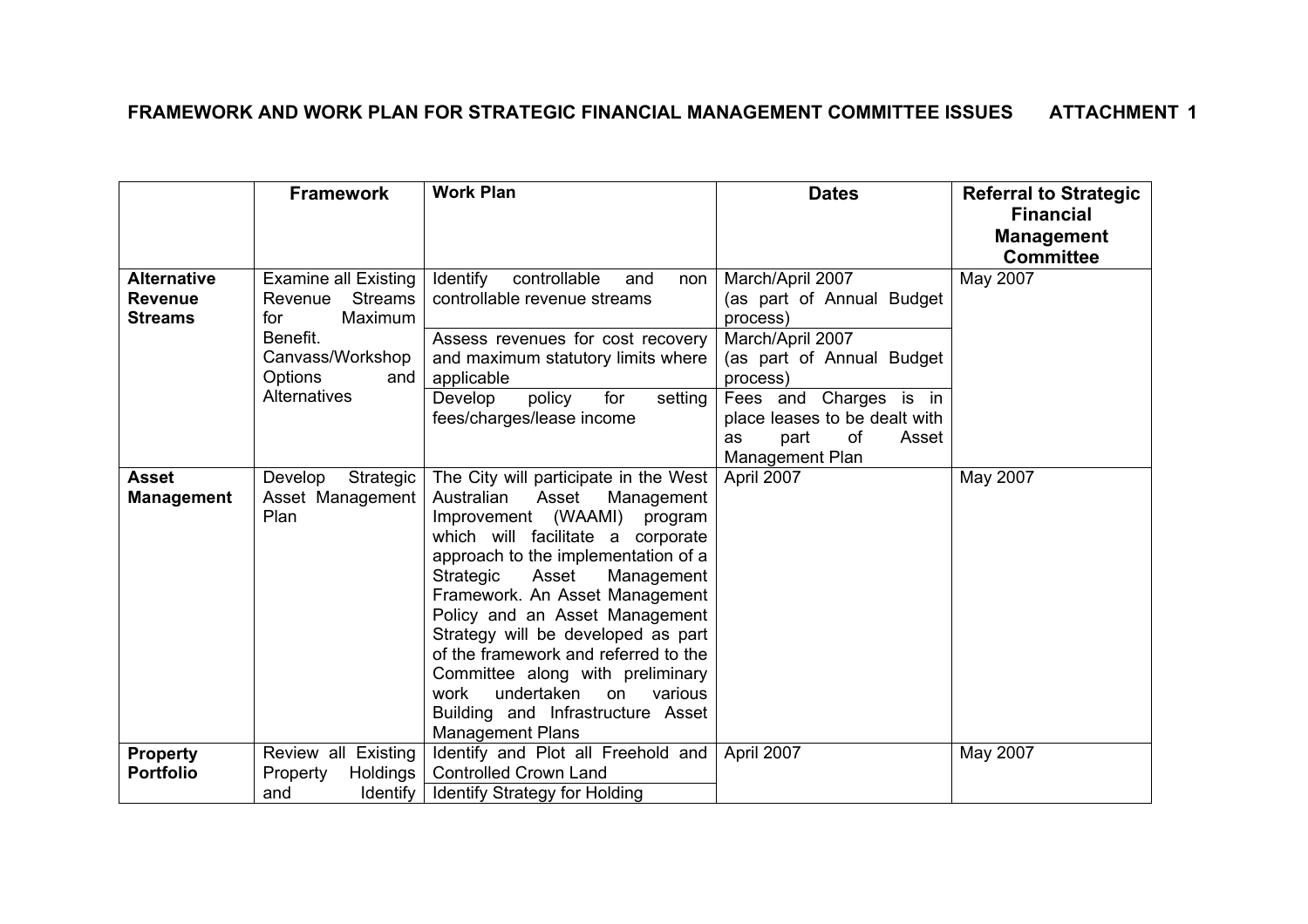**FRAMEWORK AND WORK PLAN FOR STRATEGIC FINANCIAL MANAGEMENT COMMITTEE ISSUES ATTACHMENT 1**

| | Framework | Work Plan | Dates | Referral to Strategic Financial Management Committee |
|---|---|---|---|---|
| **Alternative Revenue Streams** | Examine all Existing Revenue Streams for Maximum Benefit. Canvass/Workshop Options and Alternatives | Identify controllable and non controllable revenue streams | March/April 2007 (as part of Annual Budget process) | May 2007 |
| | | Assess revenues for cost recovery and maximum statutory limits where applicable | March/April 2007 (as part of Annual Budget process) | |
| | | Develop policy for setting fees/charges/lease income | Fees and Charges is in place leases to be dealt with as part of Asset Management Plan | |
| **Asset Management** | Develop Strategic Asset Management Plan | The City will participate in the West Australian Asset Management Improvement (WAAMI) program which will facilitate a corporate approach to the implementation of a Strategic Asset Management Framework. An Asset Management Policy and an Asset Management Strategy will be developed as part of the framework and referred to the Committee along with preliminary work undertaken on various Building and Infrastructure Asset Management Plans | April 2007 | May 2007 |
| **Property Portfolio** | Review all Existing Property Holdings and Identify | Identify and Plot all Freehold and Controlled Crown Land | April 2007 | May 2007 |
| | | Identify Strategy for Holding | | |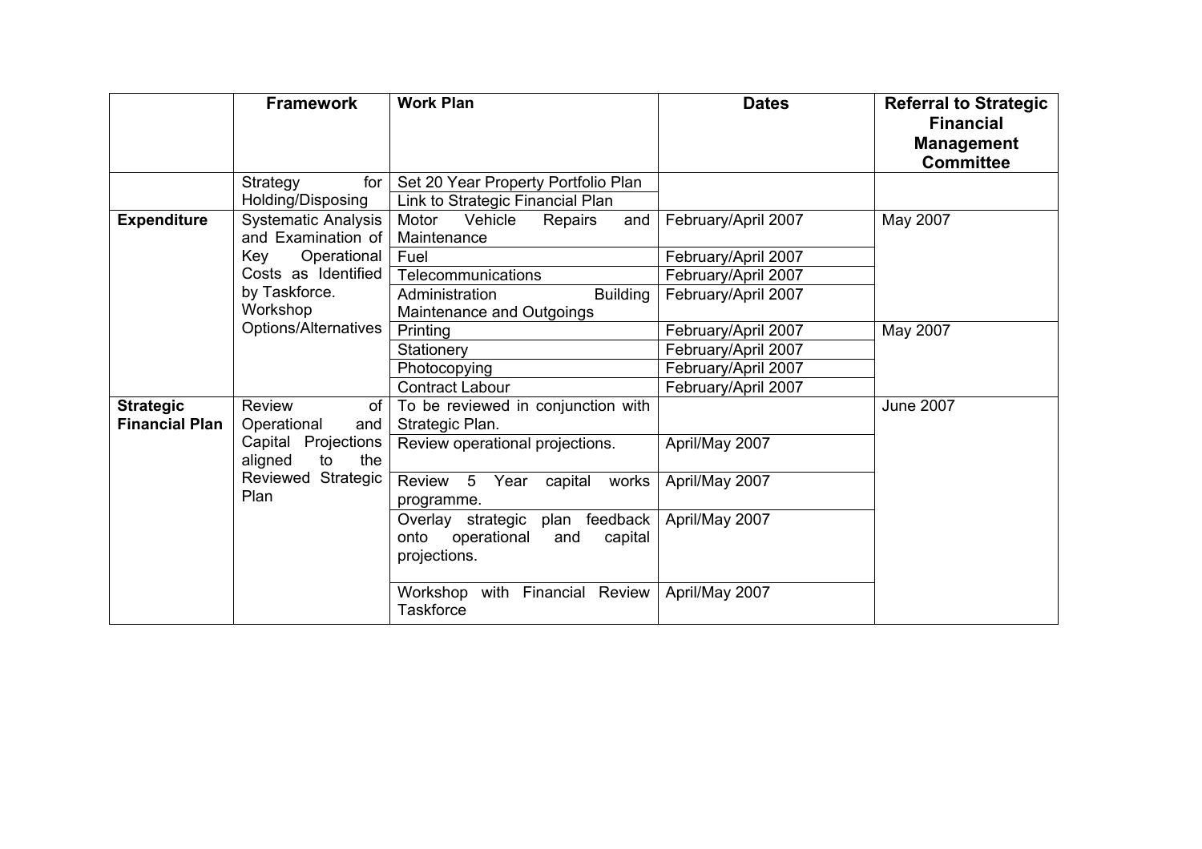| | Framework | Work Plan | Dates | Referral to Strategic Financial Management Committee |
|---|---|---|---|---|
| | Strategy for Holding/Disposing | Set 20 Year Property Portfolio Plan | | |
| | | Link to Strategic Financial Plan | | |
| **Expenditure** | Systematic Analysis and Examination of Key Operational Costs as Identified by Taskforce. Workshop Options/Alternatives | Motor Vehicle Repairs and Maintenance | February/April 2007 | May 2007 |
| | | Fuel | February/April 2007 | |
| | | Telecommunications | February/April 2007 | |
| | | Administration Building Maintenance and Outgoings | February/April 2007 | |
| | | Printing | February/April 2007 | May 2007 |
| | | Stationery | February/April 2007 | |
| | | Photocopying | February/April 2007 | |
| | | Contract Labour | February/April 2007 | |
| **Strategic Financial Plan** | Review of Operational and Capital Projections aligned to the Reviewed Strategic Plan | To be reviewed in conjunction with Strategic Plan. | | June 2007 |
| | | Review operational projections. | April/May 2007 | |
| | | Review 5 Year capital works programme. | April/May 2007 | |
| | | Overlay strategic plan feedback onto operational and capital projections. | April/May 2007 | |
| | | Workshop with Financial Review Taskforce | April/May 2007 | |